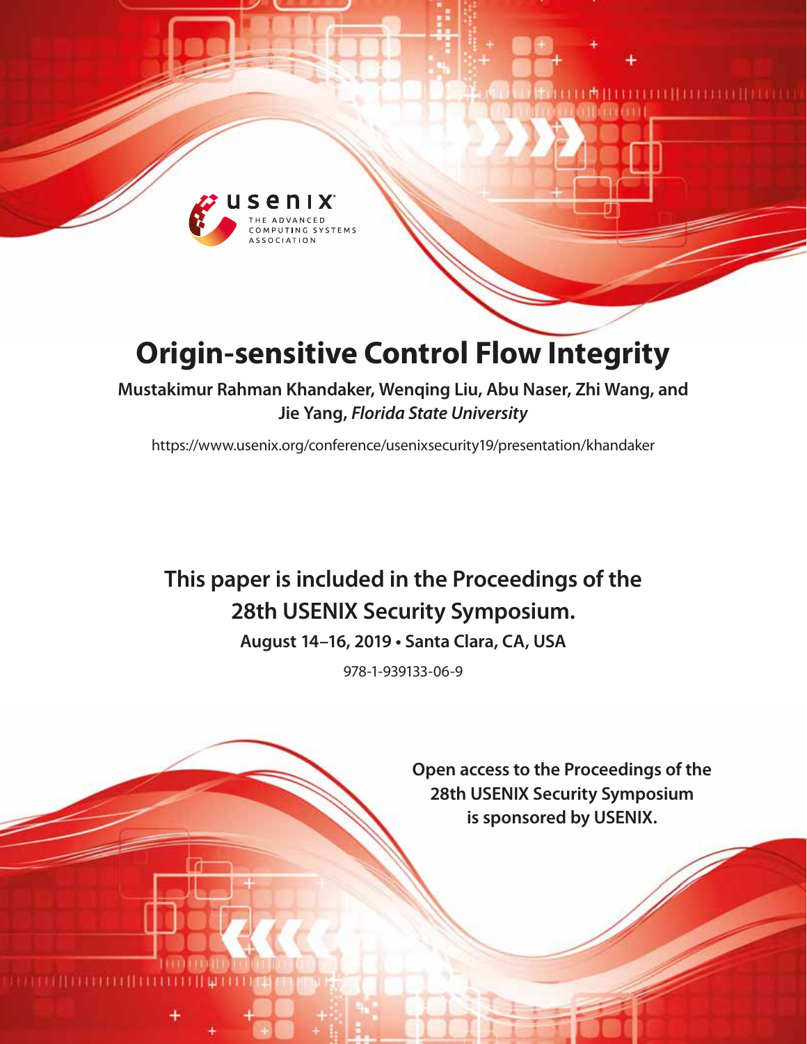# Origin-sensitive Control Flow Integrity

**Mustakimur Rahman Khandaker, Wenqing Liu, Abu Naser, Zhi Wang, and Jie Yang,** ***Florida State University***

https://www.usenix.org/conference/usenixsecurity19/presentation/khandaker

**This paper is included in the Proceedings of the 28th USENIX Security Symposium.**

**August 14–16, 2019 • Santa Clara, CA, USA**

978-1-939133-06-9

**Open access to the Proceedings of the 28th USENIX Security Symposium is sponsored by USENIX.**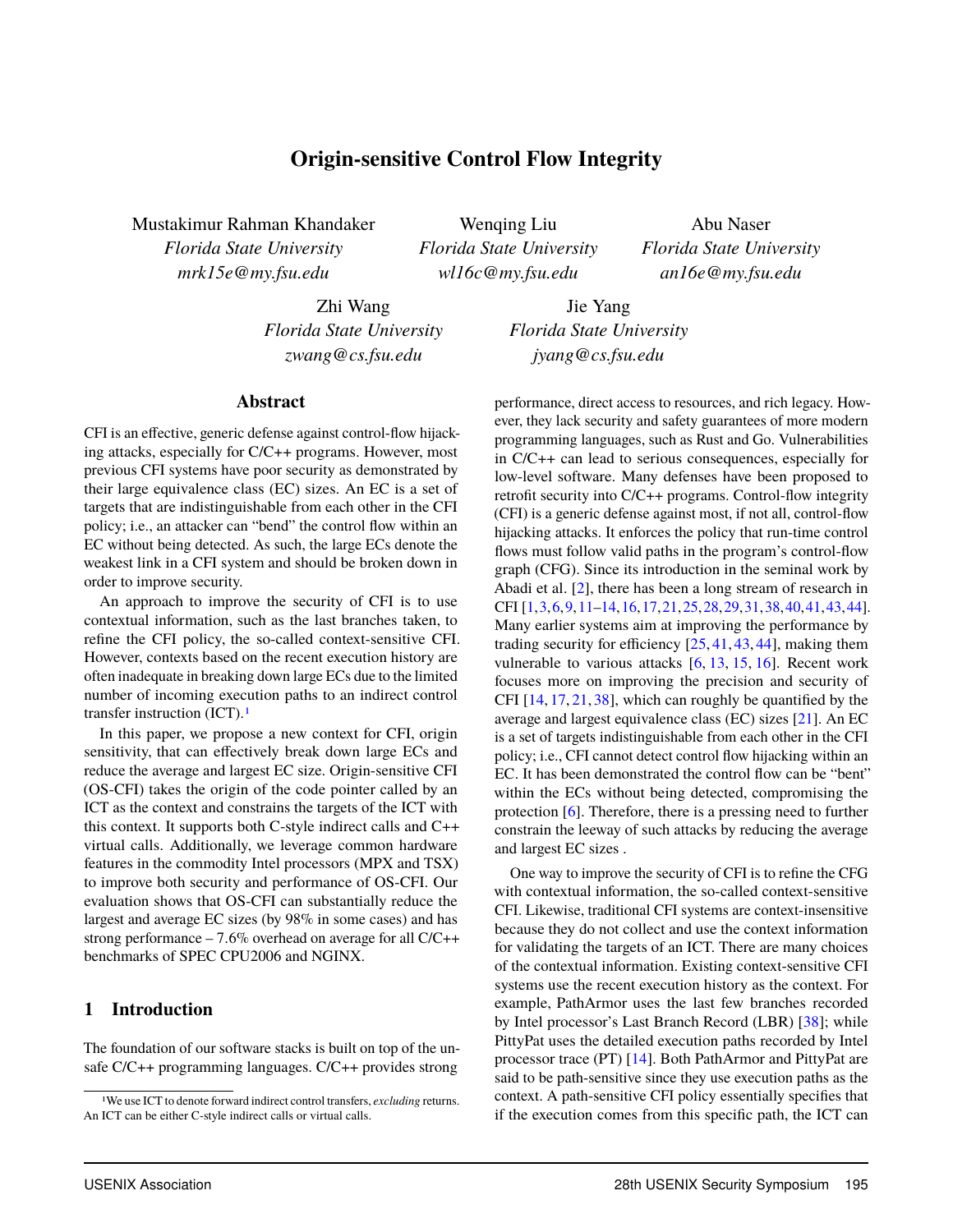# Origin-sensitive Control Flow Integrity

Mustakimur Rahman Khandaker  
*Florida State University*  
*mrk15e@my.fsu.edu*

Wenqing Liu  
*Florida State University*  
*wl16c@my.fsu.edu*

Abu Naser  
*Florida State University*  
*an16e@my.fsu.edu*

Zhi Wang  
*Florida State University*  
*zwang@cs.fsu.edu*

Jie Yang  
*Florida State University*  
*jyang@cs.fsu.edu*

## Abstract

CFI is an effective, generic defense against control-flow hijacking attacks, especially for C/C++ programs. However, most previous CFI systems have poor security as demonstrated by their large equivalence class (EC) sizes. An EC is a set of targets that are indistinguishable from each other in the CFI policy; i.e., an attacker can "bend" the control flow within an EC without being detected. As such, the large ECs denote the weakest link in a CFI system and should be broken down in order to improve security.

An approach to improve the security of CFI is to use contextual information, such as the last branches taken, to refine the CFI policy, the so-called context-sensitive CFI. However, contexts based on the recent execution history are often inadequate in breaking down large ECs due to the limited number of incoming execution paths to an indirect control transfer instruction (ICT).[1]

In this paper, we propose a new context for CFI, origin sensitivity, that can effectively break down large ECs and reduce the average and largest EC size. Origin-sensitive CFI (OS-CFI) takes the origin of the code pointer called by an ICT as the context and constrains the targets of the ICT with this context. It supports both C-style indirect calls and C++ virtual calls. Additionally, we leverage common hardware features in the commodity Intel processors (MPX and TSX) to improve both security and performance of OS-CFI. Our evaluation shows that OS-CFI can substantially reduce the largest and average EC sizes (by 98% in some cases) and has strong performance – 7.6% overhead on average for all C/C++ benchmarks of SPEC CPU2006 and NGINX.

## 1 Introduction

The foundation of our software stacks is built on top of the unsafe C/C++ programming languages. C/C++ provides strong performance, direct access to resources, and rich legacy. However, they lack security and safety guarantees of more modern programming languages, such as Rust and Go. Vulnerabilities in C/C++ can lead to serious consequences, especially for low-level software. Many defenses have been proposed to retrofit security into C/C++ programs. Control-flow integrity (CFI) is a generic defense against most, if not all, control-flow hijacking attacks. It enforces the policy that run-time control flows must follow valid paths in the program's control-flow graph (CFG). Since its introduction in the seminal work by Abadi et al. [2], there has been a long stream of research in CFI [1,3,6,9,11–14,16,17,21,25,28,29,31,38,40,41,43,44]. Many earlier systems aim at improving the performance by trading security for efficiency [25,41,43,44], making them vulnerable to various attacks [6,13,15,16]. Recent work focuses more on improving the precision and security of CFI [14,17,21,38], which can roughly be quantified by the average and largest equivalence class (EC) sizes [21]. An EC is a set of targets indistinguishable from each other in the CFI policy; i.e., CFI cannot detect control flow hijacking within an EC. It has been demonstrated the control flow can be "bent" within the ECs without being detected, compromising the protection [6]. Therefore, there is a pressing need to further constrain the leeway of such attacks by reducing the average and largest EC sizes .

One way to improve the security of CFI is to refine the CFG with contextual information, the so-called context-sensitive CFI. Likewise, traditional CFI systems are context-insensitive because they do not collect and use the context information for validating the targets of an ICT. There are many choices of the contextual information. Existing context-sensitive CFI systems use the recent execution history as the context. For example, PathArmor uses the last few branches recorded by Intel processor's Last Branch Record (LBR) [38]; while PittyPat uses the detailed execution paths recorded by Intel processor trace (PT) [14]. Both PathArmor and PittyPat are said to be path-sensitive since they use execution paths as the context. A path-sensitive CFI policy essentially specifies that if the execution comes from this specific path, the ICT can

[1] We use ICT to denote forward indirect control transfers, *excluding* returns. An ICT can be either C-style indirect calls or virtual calls.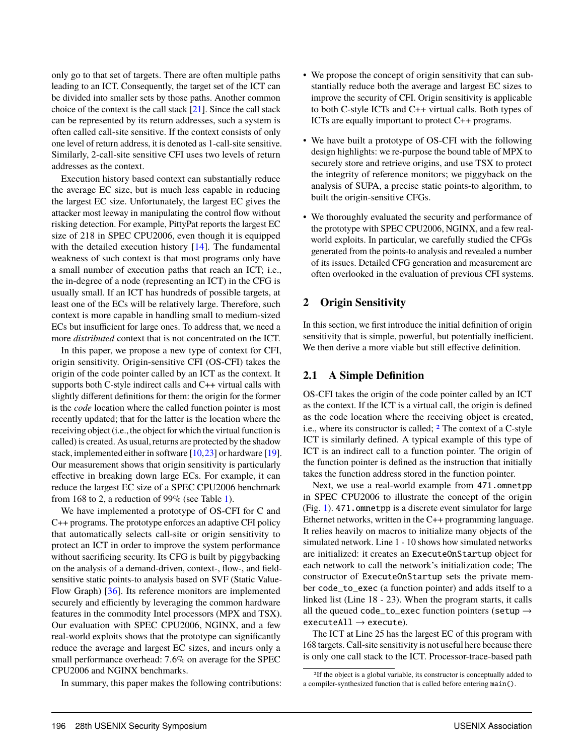only go to that set of targets. There are often multiple paths leading to an ICT. Consequently, the target set of the ICT can be divided into smaller sets by those paths. Another common choice of the context is the call stack [21]. Since the call stack can be represented by its return addresses, such a system is often called call-site sensitive. If the context consists of only one level of return address, it is denoted as 1-call-site sensitive. Similarly, 2-call-site sensitive CFI uses two levels of return addresses as the context.

Execution history based context can substantially reduce the average EC size, but is much less capable in reducing the largest EC size. Unfortunately, the largest EC gives the attacker most leeway in manipulating the control flow without risking detection. For example, PittyPat reports the largest EC size of 218 in SPEC CPU2006, even though it is equipped with the detailed execution history [14]. The fundamental weakness of such context is that most programs only have a small number of execution paths that reach an ICT; i.e., the in-degree of a node (representing an ICT) in the CFG is usually small. If an ICT has hundreds of possible targets, at least one of the ECs will be relatively large. Therefore, such context is more capable in handling small to medium-sized ECs but insufficient for large ones. To address that, we need a more *distributed* context that is not concentrated on the ICT.

In this paper, we propose a new type of context for CFI, origin sensitivity. Origin-sensitive CFI (OS-CFI) takes the origin of the code pointer called by an ICT as the context. It supports both C-style indirect calls and C++ virtual calls with slightly different definitions for them: the origin for the former is the *code* location where the called function pointer is most recently updated; that for the latter is the location where the receiving object (i.e., the object for which the virtual function is called) is created. As usual, returns are protected by the shadow stack, implemented either in software [10,23] or hardware [19]. Our measurement shows that origin sensitivity is particularly effective in breaking down large ECs. For example, it can reduce the largest EC size of a SPEC CPU2006 benchmark from 168 to 2, a reduction of 99% (see Table 1).

We have implemented a prototype of OS-CFI for C and C++ programs. The prototype enforces an adaptive CFI policy that automatically selects call-site or origin sensitivity to protect an ICT in order to improve the system performance without sacrificing security. Its CFG is built by piggybacking on the analysis of a demand-driven, context-, flow-, and field-sensitive static points-to analysis based on SVF (Static Value-Flow Graph) [36]. Its reference monitors are implemented securely and efficiently by leveraging the common hardware features in the commodity Intel processors (MPX and TSX). Our evaluation with SPEC CPU2006, NGINX, and a few real-world exploits shows that the prototype can significantly reduce the average and largest EC sizes, and incurs only a small performance overhead: 7.6% on average for the SPEC CPU2006 and NGINX benchmarks.

In summary, this paper makes the following contributions:

- We propose the concept of origin sensitivity that can substantially reduce both the average and largest EC sizes to improve the security of CFI. Origin sensitivity is applicable to both C-style ICTs and C++ virtual calls. Both types of ICTs are equally important to protect C++ programs.
- We have built a prototype of OS-CFI with the following design highlights: we re-purpose the bound table of MPX to securely store and retrieve origins, and use TSX to protect the integrity of reference monitors; we piggyback on the analysis of SUPA, a precise static points-to algorithm, to built the origin-sensitive CFGs.
- We thoroughly evaluated the security and performance of the prototype with SPEC CPU2006, NGINX, and a few real-world exploits. In particular, we carefully studied the CFGs generated from the points-to analysis and revealed a number of its issues. Detailed CFG generation and measurement are often overlooked in the evaluation of previous CFI systems.

## 2 Origin Sensitivity

In this section, we first introduce the initial definition of origin sensitivity that is simple, powerful, but potentially inefficient. We then derive a more viable but still effective definition.

### 2.1 A Simple Definition

OS-CFI takes the origin of the code pointer called by an ICT as the context. If the ICT is a virtual call, the origin is defined as the code location where the receiving object is created, i.e., where its constructor is called; [2] The context of a C-style ICT is similarly defined. A typical example of this type of ICT is an indirect call to a function pointer. The origin of the function pointer is defined as the instruction that initially takes the function address stored in the function pointer.

Next, we use a real-world example from `471.omnetpp` in SPEC CPU2006 to illustrate the concept of the origin (Fig. 1). `471.omnetpp` is a discrete event simulator for large Ethernet networks, written in the C++ programming language. It relies heavily on macros to initialize many objects of the simulated network. Line 1 - 10 shows how simulated networks are initialized: it creates an `ExecuteOnStartup` object for each network to call the network's initialization code; The constructor of `ExecuteOnStartup` sets the private member `code_to_exec` (a function pointer) and adds itself to a linked list (Line 18 - 23). When the program starts, it calls all the queued `code_to_exec` function pointers (`setup` → `executeAll` → `execute`).

The ICT at Line 25 has the largest EC of this program with 168 targets. Call-site sensitivity is not useful here because there is only one call stack to the ICT. Processor-trace-based path

[2] If the object is a global variable, its constructor is conceptually added to a compiler-synthesized function that is called before entering `main()`.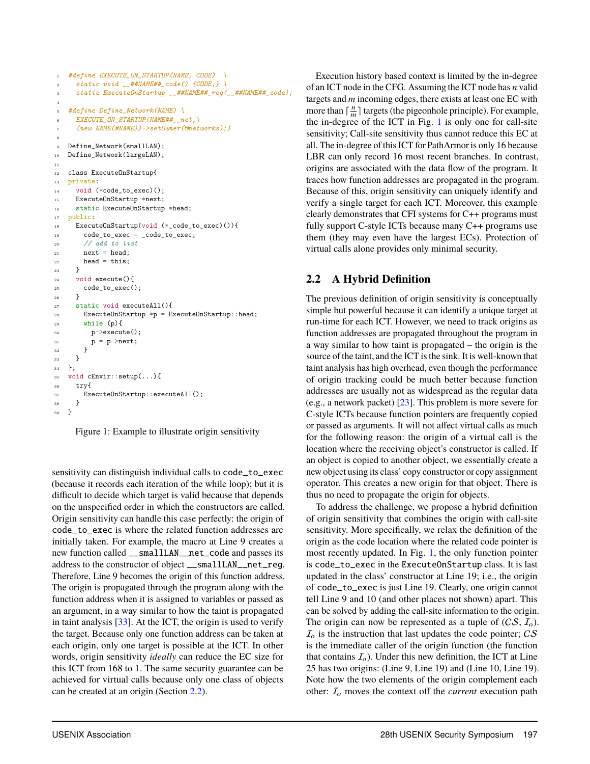```cpp
#define EXECUTE_ON_STARTUP(NAME, CODE)  \
  static void __##NAME##_code() {CODE;} \
  static ExecuteOnStartup __##NAME##_reg(__##NAME##_code);

#define Define_Network(NAME) \
  EXECUTE_ON_STARTUP(NAME##__net,\
  (new NAME(#NAME))->setOwner(&networks);)

Define_Network(smallLAN);
Define_Network(largeLAN);

class ExecuteOnStartup{
private:
  void (*code_to_exec)();
  ExecuteOnStartup *next;
  static ExecuteOnStartup *head;
public:
  ExecuteOnStartup(void (*_code_to_exec)()){
    code_to_exec = _code_to_exec;
    // add to list
    next = head;
    head = this;
  }
  void execute(){
    code_to_exec();
  }
  static void executeAll(){
    ExecuteOnStartup *p = ExecuteOnStartup::head;
    while (p){
      p->execute();
      p = p->next;
    }
  }
};
void cEnvir::setup(...){
  try{
    ExecuteOnStartup::executeAll();
  }
}
```

Figure 1: Example to illustrate origin sensitivity

sensitivity can distinguish individual calls to `code_to_exec` (because it records each iteration of the while loop); but it is difficult to decide which target is valid because that depends on the unspecified order in which the constructors are called. Origin sensitivity can handle this case perfectly: the origin of `code_to_exec` is where the related function addresses are initially taken. For example, the macro at Line 9 creates a new function called `__smallLAN__net_code` and passes its address to the constructor of object `__smallLAN__net_reg`. Therefore, Line 9 becomes the origin of this function address. The origin is propagated through the program along with the function address when it is assigned to variables or passed as an argument, in a way similar to how the taint is propagated in taint analysis [33]. At the ICT, the origin is used to verify the target. Because only one function address can be taken at each origin, only one target is possible at the ICT. In other words, origin sensitivity *ideally* can reduce the EC size for this ICT from 168 to 1. The same security guarantee can be achieved for virtual calls because only one class of objects can be created at an origin (Section 2.2).

Execution history based context is limited by the in-degree of an ICT node in the CFG. Assuming the ICT node has *n* valid targets and *m* incoming edges, there exists at least one EC with more than $\lceil \frac{n}{m} \rceil$ targets (the pigeonhole principle). For example, the in-degree of the ICT in Fig. 1 is only one for call-site sensitivity; Call-site sensitivity thus cannot reduce this EC at all. The in-degree of this ICT for PathArmor is only 16 because LBR can only record 16 most recent branches. In contrast, origins are associated with the data flow of the program. It traces how function addresses are propagated in the program. Because of this, origin sensitivity can uniquely identify and verify a single target for each ICT. Moreover, this example clearly demonstrates that CFI systems for C++ programs must fully support C-style ICTs because many C++ programs use them (they may even have the largest ECs). Protection of virtual calls alone provides only minimal security.

## 2.2 A Hybrid Definition

The previous definition of origin sensitivity is conceptually simple but powerful because it can identify a unique target at run-time for each ICT. However, we need to track origins as function addresses are propagated throughout the program in a way similar to how taint is propagated – the origin is the source of the taint, and the ICT is the sink. It is well-known that taint analysis has high overhead, even though the performance of origin tracking could be much better because function addresses are usually not as widespread as the regular data (e.g., a network packet) [23]. This problem is more severe for C-style ICTs because function pointers are frequently copied or passed as arguments. It will not affect virtual calls as much for the following reason: the origin of a virtual call is the location where the receiving object's constructor is called. If an object is copied to another object, we essentially create a new object using its class' copy constructor or copy assignment operator. This creates a new origin for that object. There is thus no need to propagate the origin for objects.

To address the challenge, we propose a hybrid definition of origin sensitivity that combines the origin with call-site sensitivity. More specifically, we relax the definition of the origin as the code location where the related code pointer is most recently updated. In Fig. 1, the only function pointer is `code_to_exec` in the `ExecuteOnStartup` class. It is last updated in the class' constructor at Line 19; i.e., the origin of `code_to_exec` is just Line 19. Clearly, one origin cannot tell Line 9 and 10 (and other places not shown) apart. This can be solved by adding the call-site information to the origin. The origin can now be represented as a tuple of ($\mathcal{CS}$, $\mathcal{I}_o$). $\mathcal{I}_o$ is the instruction that last updates the code pointer; $\mathcal{CS}$ is the immediate caller of the origin function (the function that contains $\mathcal{I}_o$). Under this new definition, the ICT at Line 25 has two origins: (Line 9, Line 19) and (Line 10, Line 19). Note how the two elements of the origin complement each other: $\mathcal{I}_o$ moves the context off the *current* execution path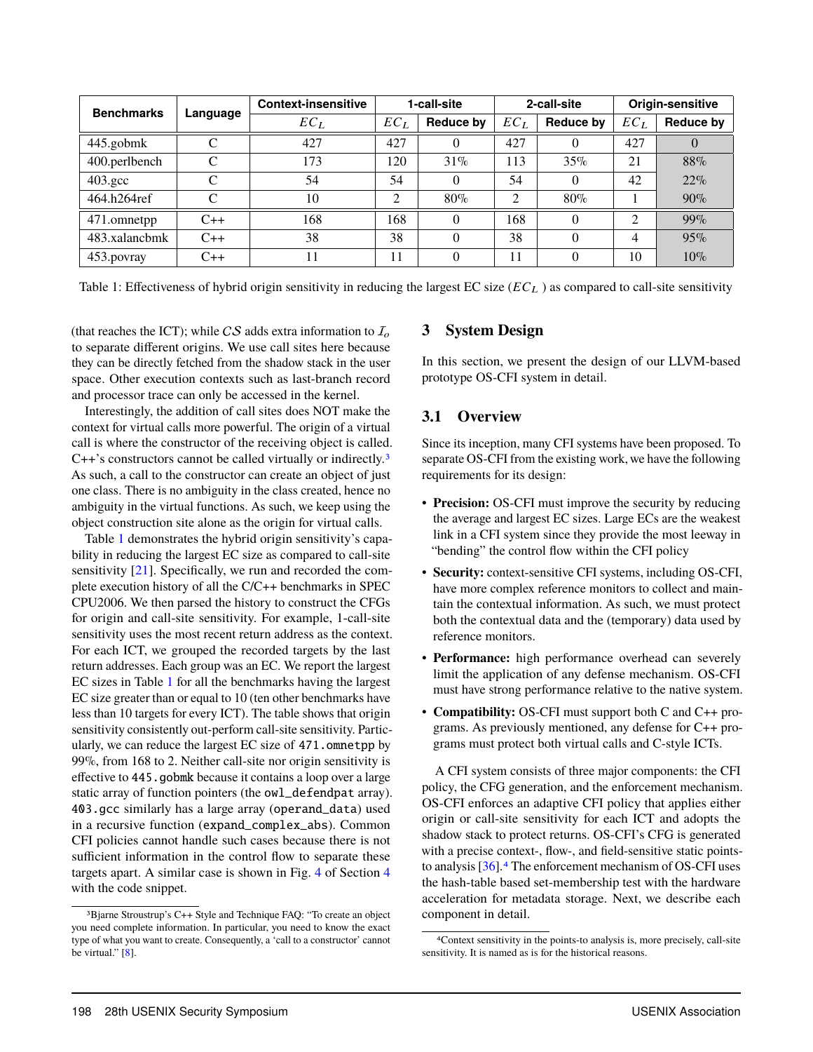| Benchmarks | Language | Context-insensitive | 1-call-site | | 2-call-site | | Origin-sensitive | |
|---|---|---|---|---|---|---|---|---|
| | | $EC_L$ | $EC_L$ | Reduce by | $EC_L$ | Reduce by | $EC_L$ | Reduce by |
| 445.gobmk | C | 427 | 427 | 0 | 427 | 0 | 427 | 0 |
| 400.perlbench | C | 173 | 120 | 31% | 113 | 35% | 21 | 88% |
| 403.gcc | C | 54 | 54 | 0 | 54 | 0 | 42 | 22% |
| 464.h264ref | C | 10 | 2 | 80% | 2 | 80% | 1 | 90% |
| 471.omnetpp | C++ | 168 | 168 | 0 | 168 | 0 | 2 | 99% |
| 483.xalancbmk | C++ | 38 | 38 | 0 | 38 | 0 | 4 | 95% |
| 453.povray | C++ | 11 | 11 | 0 | 11 | 0 | 10 | 10% |

Table 1: Effectiveness of hybrid origin sensitivity in reducing the largest EC size ($EC_L$) as compared to call-site sensitivity

(that reaches the ICT); while $\mathcal{CS}$ adds extra information to $\mathcal{I}_o$ to separate different origins. We use call sites here because they can be directly fetched from the shadow stack in the user space. Other execution contexts such as last-branch record and processor trace can only be accessed in the kernel.

Interestingly, the addition of call sites does NOT make the context for virtual calls more powerful. The origin of a virtual call is where the constructor of the receiving object is called. C++'s constructors cannot be called virtually or indirectly.[3] As such, a call to the constructor can create an object of just one class. There is no ambiguity in the class created, hence no ambiguity in the virtual functions. As such, we keep using the object construction site alone as the origin for virtual calls.

Table 1 demonstrates the hybrid origin sensitivity's capability in reducing the largest EC size as compared to call-site sensitivity [21]. Specifically, we run and recorded the complete execution history of all the C/C++ benchmarks in SPEC CPU2006. We then parsed the history to construct the CFGs for origin and call-site sensitivity. For example, 1-call-site sensitivity uses the most recent return address as the context. For each ICT, we grouped the recorded targets by the last return addresses. Each group was an EC. We report the largest EC sizes in Table 1 for all the benchmarks having the largest EC size greater than or equal to 10 (ten other benchmarks have less than 10 targets for every ICT). The table shows that origin sensitivity consistently out-perform call-site sensitivity. Particularly, we can reduce the largest EC size of `471.omnetpp` by 99%, from 168 to 2. Neither call-site nor origin sensitivity is effective to `445.gobmk` because it contains a loop over a large static array of function pointers (the `owl_defendpat` array). `403.gcc` similarly has a large array (`operand_data`) used in a recursive function (`expand_complex_abs`). Common CFI policies cannot handle such cases because there is not sufficient information in the control flow to separate these targets apart. A similar case is shown in Fig. 4 of Section 4 with the code snippet.

[3] Bjarne Stroustrup's C++ Style and Technique FAQ: "To create an object you need complete information. In particular, you need to know the exact type of what you want to create. Consequently, a 'call to a constructor' cannot be virtual." [8].

## 3 System Design

In this section, we present the design of our LLVM-based prototype OS-CFI system in detail.

### 3.1 Overview

Since its inception, many CFI systems have been proposed. To separate OS-CFI from the existing work, we have the following requirements for its design:

- **Precision:** OS-CFI must improve the security by reducing the average and largest EC sizes. Large ECs are the weakest link in a CFI system since they provide the most leeway in "bending" the control flow within the CFI policy
- **Security:** context-sensitive CFI systems, including OS-CFI, have more complex reference monitors to collect and maintain the contextual information. As such, we must protect both the contextual data and the (temporary) data used by reference monitors.
- **Performance:** high performance overhead can severely limit the application of any defense mechanism. OS-CFI must have strong performance relative to the native system.
- **Compatibility:** OS-CFI must support both C and C++ programs. As previously mentioned, any defense for C++ programs must protect both virtual calls and C-style ICTs.

A CFI system consists of three major components: the CFI policy, the CFG generation, and the enforcement mechanism. OS-CFI enforces an adaptive CFI policy that applies either origin or call-site sensitivity for each ICT and adopts the shadow stack to protect returns. OS-CFI's CFG is generated with a precise context-, flow-, and field-sensitive static points-to analysis [36].[4] The enforcement mechanism of OS-CFI uses the hash-table based set-membership test with the hardware acceleration for metadata storage. Next, we describe each component in detail.

[4] Context sensitivity in the points-to analysis is, more precisely, call-site sensitivity. It is named as is for the historical reasons.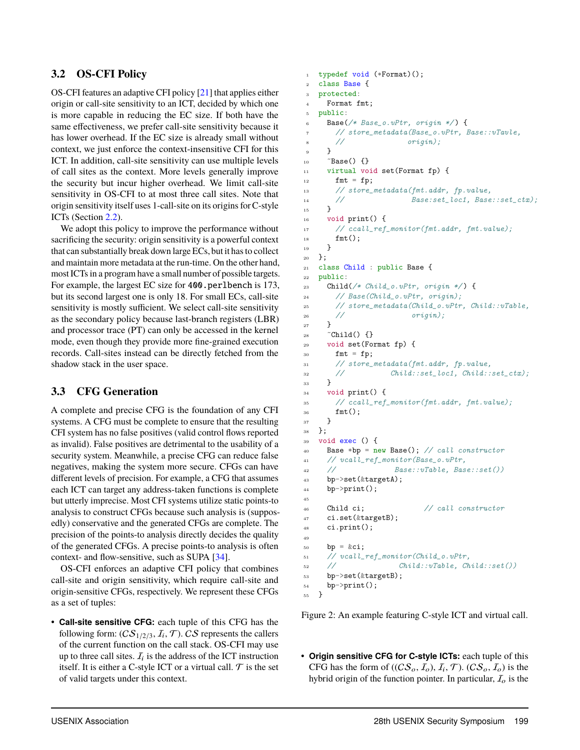## 3.2 OS-CFI Policy

OS-CFI features an adaptive CFI policy [21] that applies either origin or call-site sensitivity to an ICT, decided by which one is more capable in reducing the EC size. If both have the same effectiveness, we prefer call-site sensitivity because it has lower overhead. If the EC size is already small without context, we just enforce the context-insensitive CFI for this ICT. In addition, call-site sensitivity can use multiple levels of call sites as the context. More levels generally improve the security but incur higher overhead. We limit call-site sensitivity in OS-CFI to at most three call sites. Note that origin sensitivity itself uses 1-call-site on its origins for C-style ICTs (Section 2.2).

We adopt this policy to improve the performance without sacrificing the security: origin sensitivity is a powerful context that can substantially break down large ECs, but it has to collect and maintain more metadata at the run-time. On the other hand, most ICTs in a program have a small number of possible targets. For example, the largest EC size for `400.perlbench` is 173, but its second largest one is only 18. For small ECs, call-site sensitivity is mostly sufficient. We select call-site sensitivity as the secondary policy because last-branch registers (LBR) and processor trace (PT) can only be accessed in the kernel mode, even though they provide more fine-grained execution records. Call-sites instead can be directly fetched from the shadow stack in the user space.

## 3.3 CFG Generation

A complete and precise CFG is the foundation of any CFI systems. A CFG must be complete to ensure that the resulting CFI system has no false positives (valid control flows reported as invalid). False positives are detrimental to the usability of a security system. Meanwhile, a precise CFG can reduce false negatives, making the system more secure. CFGs can have different levels of precision. For example, a CFG that assumes each ICT can target any address-taken functions is complete but utterly imprecise. Most CFI systems utilize static points-to analysis to construct CFGs because such analysis is (supposedly) conservative and the generated CFGs are complete. The precision of the points-to analysis directly decides the quality of the generated CFGs. A precise points-to analysis is often context- and flow-sensitive, such as SUPA [34].

OS-CFI enforces an adaptive CFI policy that combines call-site and origin sensitivity, which require call-site and origin-sensitive CFGs, respectively. We represent these CFGs as a set of tuples:

- **Call-site sensitive CFG:** each tuple of this CFG has the following form: $(\mathcal{CS}_{1/2/3}, \mathcal{I}_i, \mathcal{T})$. $\mathcal{CS}$ represents the callers of the current function on the call stack. OS-CFI may use up to three call sites. $\mathcal{I}_i$ is the address of the ICT instruction itself. It is either a C-style ICT or a virtual call. $\mathcal{T}$ is the set of valid targets under this context.

```
1  typedef void (*Format)();
2  class Base {
3  protected:
4    Format fmt;
5  public:
6    Base(/* Base_o.vPtr, origin */) {
7      // store_metadata(Base_o.vPtr, Base::vTavle,
8      //                origin);
9    }
10   ~Base() {}
11   virtual void set(Format fp) {
12     fmt = fp;
13     // store_metadata(fmt.addr, fp.value,
14     //                Base:set_loc1, Base::set_ctx);
15   }
16   void print() {
17     // ccall_ref_monitor(fmt.addr, fmt.value);
18     fmt();
19   }
20 };
21 class Child : public Base {
22 public:
23   Child(/* Child_o.vPtr, origin */) {
24     // Base(Child_o.vPtr, origin);
25     // store_metadata(Child_o.vPtr, Child::vTable,
26     //                origin);
27   }
28   ~Child() {}
29   void set(Format fp) {
30     fmt = fp;
31     // store_metadata(fmt.addr, fp.value,
32     //           Child::set_loc1, Child::set_ctx);
33   }
34   void print() {
35     // ccall_ref_monitor(fmt.addr, fmt.value);
36     fmt();
37   }
38 };
39 void exec () {
40   Base *bp = new Base(); // call constructor
41   // vcall_ref_monitor(Base_o.vPtr,
42   //              Base::vTable, Base::set())
43   bp->set(&targetA);
44   bp->print();
45
46   Child ci;              // call constructor
47   ci.set(&targetB);
48   ci.print();
49
50   bp = &ci;
51   // vcall_ref_monitor(Child_o.vPtr,
52   //              Child::vTable, Child::set())
53   bp->set(&targetB);
54   bp->print();
55 }
```

Figure 2: An example featuring C-style ICT and virtual call.

- **Origin sensitive CFG for C-style ICTs:** each tuple of this CFG has the form of $((\mathcal{CS}_o, \mathcal{I}_o), \mathcal{I}_i, \mathcal{T})$. $(\mathcal{CS}_o, \mathcal{I}_o)$ is the hybrid origin of the function pointer. In particular, $\mathcal{I}_o$ is the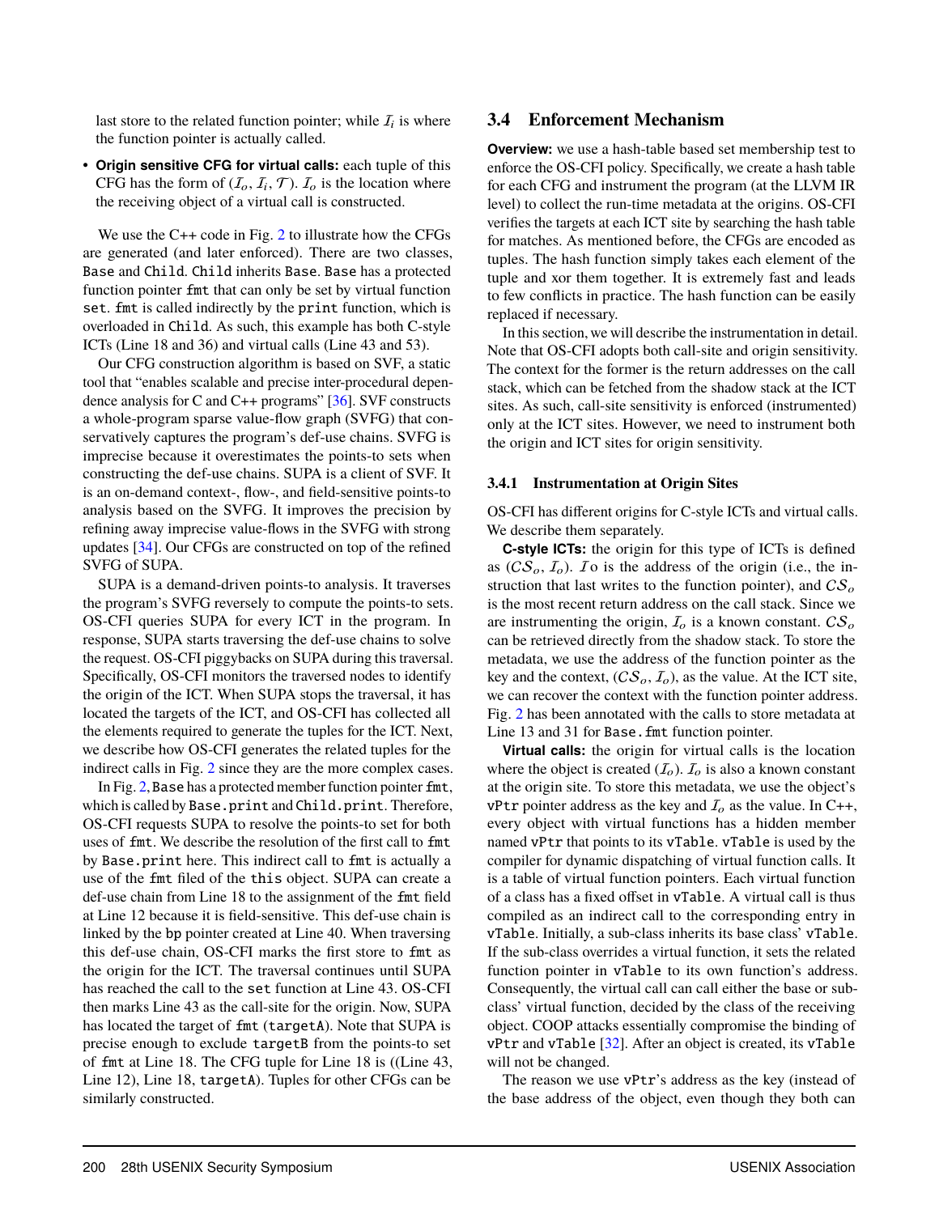last store to the related function pointer; while $\mathcal{I}_i$ is where the function pointer is actually called.

- **Origin sensitive CFG for virtual calls:** each tuple of this CFG has the form of $(\mathcal{I}_o, \mathcal{I}_i, \mathcal{T})$. $\mathcal{I}_o$ is the location where the receiving object of a virtual call is constructed.

We use the C++ code in Fig. 2 to illustrate how the CFGs are generated (and later enforced). There are two classes, `Base` and `Child`. `Child` inherits `Base`. `Base` has a protected function pointer `fmt` that can only be set by virtual function `set`. `fmt` is called indirectly by the `print` function, which is overloaded in `Child`. As such, this example has both C-style ICTs (Line 18 and 53) and virtual calls (Line 43 and 53).

Our CFG construction algorithm is based on SVF, a static tool that "enables scalable and precise inter-procedural dependence analysis for C and C++ programs" [36]. SVF constructs a whole-program sparse value-flow graph (SVFG) that conservatively captures the program's def-use chains. SVFG is imprecise because it overestimates the points-to sets when constructing the def-use chains. SUPA is a client of SVF. It is an on-demand context-, flow-, and field-sensitive points-to analysis based on the SVFG. It improves the precision by refining away imprecise value-flows in the SVFG with strong updates [34]. Our CFGs are constructed on top of the refined SVFG of SUPA.

SUPA is a demand-driven points-to analysis. It traverses the program's SVFG reversely to compute the points-to sets. OS-CFI queries SUPA for every ICT in the program. In response, SUPA starts traversing the def-use chains to solve the request. OS-CFI piggybacks on SUPA during this traversal. Specifically, OS-CFI monitors the traversed nodes to identify the origin of the ICT. When SUPA stops the traversal, it has located the targets of the ICT, and OS-CFI has collected all the elements required to generate the tuples for the ICT. Next, we describe how OS-CFI generates the related tuples for the indirect calls in Fig. 2 since they are the more complex cases.

In Fig. 2, `Base` has a protected member function pointer `fmt`, which is called by `Base.print` and `Child.print`. Therefore, OS-CFI requests SUPA to resolve the points-to set for both uses of `fmt`. We describe the resolution of the first call to `fmt` by `Base.print` here. This indirect call to `fmt` is actually a use of the `fmt` filed of the `this` object. SUPA can create a def-use chain from Line 18 to the assignment of the `fmt` field at Line 12 because it is field-sensitive. This def-use chain is linked by the `bp` pointer created at Line 40. When traversing this def-use chain, OS-CFI marks the first store to `fmt` as the origin for the ICT. The traversal continues until SUPA has reached the call to the `set` function at Line 43. OS-CFI then marks Line 43 as the call-site for the origin. Now, SUPA has located the target of `fmt` (`targetA`). Note that SUPA is precise enough to exclude `targetB` from the points-to set of `fmt` at Line 18. The CFG tuple for Line 18 is ((Line 43, Line 12), Line 18, `targetA`). Tuples for other CFGs can be similarly constructed.

## 3.4 Enforcement Mechanism

**Overview:** we use a hash-table based set membership test to enforce the OS-CFI policy. Specifically, we create a hash table for each CFG and instrument the program (at the LLVM IR level) to collect the run-time metadata at the origins. OS-CFI verifies the targets at each ICT site by searching the hash table for matches. As mentioned before, the CFGs are encoded as tuples. The hash function simply takes each element of the tuple and xor them together. It is extremely fast and leads to few conflicts in practice. The hash function can be easily replaced if necessary.

In this section, we will describe the instrumentation in detail. Note that OS-CFI adopts both call-site and origin sensitivity. The context for the former is the return addresses on the call stack, which can be fetched from the shadow stack at the ICT sites. As such, call-site sensitivity is enforced (instrumented) only at the ICT sites. However, we need to instrument both the origin and ICT sites for origin sensitivity.

### 3.4.1 Instrumentation at Origin Sites

OS-CFI has different origins for C-style ICTs and virtual calls. We describe them separately.

**C-style ICTs:** the origin for this type of ICTs is defined as $(\mathcal{CS}_o, \mathcal{I}_o)$. $\mathcal{I}o$ is the address of the origin (i.e., the instruction that last writes to the function pointer), and $\mathcal{CS}_o$ is the most recent return address on the call stack. Since we are instrumenting the origin, $\mathcal{I}_o$ is a known constant. $\mathcal{CS}_o$ can be retrieved directly from the shadow stack. To store the metadata, we use the address of the function pointer as the key and the context, $(\mathcal{CS}_o, \mathcal{I}_o)$, as the value. At the ICT site, we can recover the context with the function pointer address. Fig. 2 has been annotated with the calls to store metadata at Line 13 and 31 for `Base.fmt` function pointer.

**Virtual calls:** the origin for virtual calls is the location where the object is created $(\mathcal{I}_o)$. $\mathcal{I}_o$ is also a known constant at the origin site. To store this metadata, we use the object's `vPtr` pointer address as the key and $\mathcal{I}_o$ as the value. In C++, every object with virtual functions has a hidden member named `vPtr` that points to its `vTable`. `vTable` is used by the compiler for dynamic dispatching of virtual function calls. It is a table of virtual function pointers. Each virtual function of a class has a fixed offset in `vTable`. A virtual call is thus compiled as an indirect call to the corresponding entry in `vTable`. Initially, a sub-class inherits its base class' `vTable`. If the sub-class overrides a virtual function, it sets the related function pointer in `vTable` to its own function's address. Consequently, the virtual call can call either the base or sub-class' virtual function, decided by the class of the receiving object. COOP attacks essentially compromise the binding of `vPtr` and `vTable` [32]. After an object is created, its `vTable` will not be changed.

The reason we use `vPtr`'s address as the key (instead of the base address of the object, even though they both can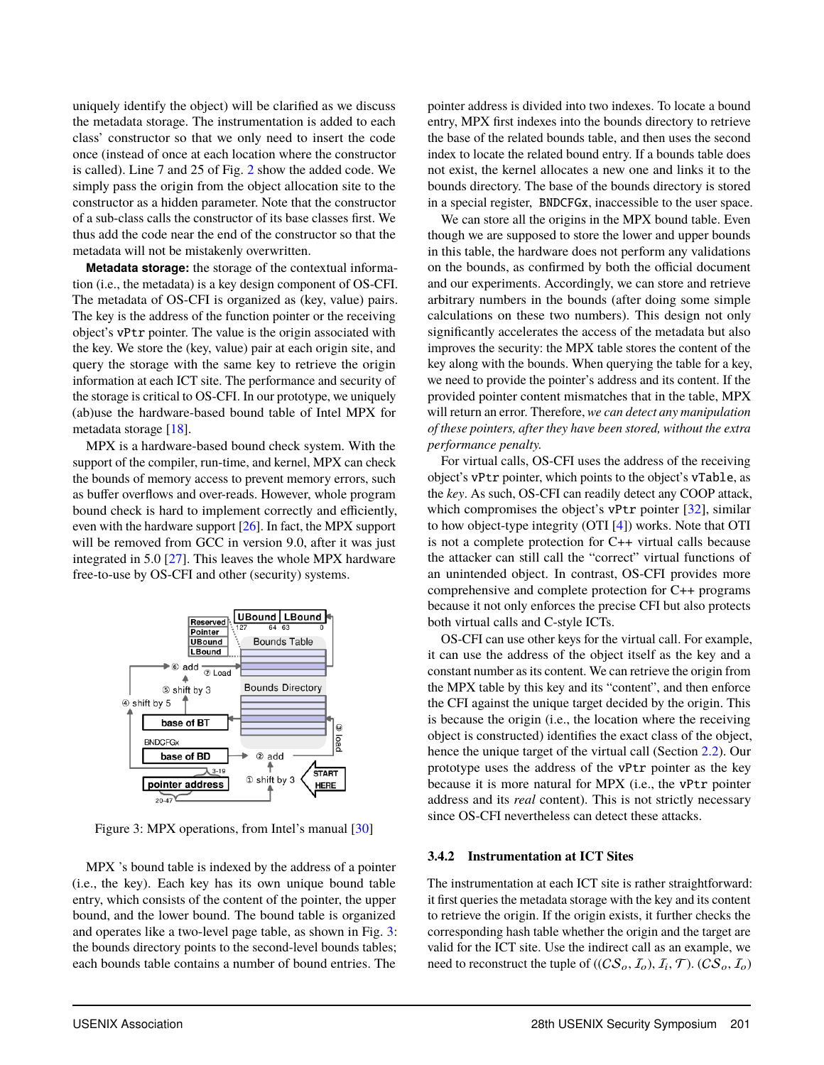uniquely identify the object) will be clarified as we discuss the metadata storage. The instrumentation is added to each class' constructor so that we only need to insert the code once (instead of once at each location where the constructor is called). Line 7 and 25 of Fig. 2 show the added code. We simply pass the origin from the object allocation site to the constructor as a hidden parameter. Note that the constructor of a sub-class calls the constructor of its base classes first. We thus add the code near the end of the constructor so that the metadata will not be mistakenly overwritten.

**Metadata storage:** the storage of the contextual information (i.e., the metadata) is a key design component of OS-CFI. The metadata of OS-CFI is organized as (key, value) pairs. The key is the address of the function pointer or the receiving object's `vPtr` pointer. The value is the origin associated with the key. We store the (key, value) pair at each origin site, and query the storage with the same key to retrieve the origin information at each ICT site. The performance and security of the storage is critical to OS-CFI. In our prototype, we uniquely (ab)use the hardware-based bound table of Intel MPX for metadata storage [18].

MPX is a hardware-based bound check system. With the support of the compiler, run-time, and kernel, MPX can check the bounds of memory access to prevent memory errors, such as buffer overflows and over-reads. However, whole program bound check is hard to implement correctly and efficiently, even with the hardware support [26]. In fact, the MPX support will be removed from GCC in version 9.0, after it was just integrated in 5.0 [27]. This leaves the whole MPX hardware free-to-use by OS-CFI and other (security) systems.

Figure 3: MPX operations, from Intel's manual [30]

MPX 's bound table is indexed by the address of a pointer (i.e., the key). Each key has its own unique bound table entry, which consists of the content of the pointer, the upper bound, and the lower bound. The bound table is organized and operates like a two-level page table, as shown in Fig. 3: the bounds directory points to the second-level bounds tables; each bounds table contains a number of bound entries. The pointer address is divided into two indexes. To locate a bound entry, MPX first indexes into the bounds directory to retrieve the base of the related bounds table, and then uses the second index to locate the related bound entry. If a bounds table does not exist, the kernel allocates a new one and links it to the bounds directory. The base of the bounds directory is stored in a special register, `BNDCFGx`, inaccessible to the user space.

We can store all the origins in the MPX bound table. Even though we are supposed to store the lower and upper bounds in this table, the hardware does not perform any validations on the bounds, as confirmed by both the official document and our experiments. Accordingly, we can store and retrieve arbitrary numbers in the bounds (after doing some simple calculations on these two numbers). This design not only significantly accelerates the access of the metadata but also improves the security: the MPX table stores the content of the key along with the bounds. When querying the table for a key, we need to provide the pointer's address and its content. If the provided pointer content mismatches that in the table, MPX will return an error. Therefore, *we can detect any manipulation of these pointers, after they have been stored, without the extra performance penalty.*

For virtual calls, OS-CFI uses the address of the receiving object's `vPtr` pointer, which points to the object's `vTable`, as the *key*. As such, OS-CFI can readily detect any COOP attack, which compromises the object's `vPtr` pointer [32], similar to how object-type integrity (OTI [4]) works. Note that OTI is not a complete protection for C++ virtual calls because the attacker can still call the "correct" virtual functions of an unintended object. In contrast, OS-CFI provides more comprehensive and complete protection for C++ programs because it not only enforces the precise CFI but also protects both virtual calls and C-style ICTs.

OS-CFI can use other keys for the virtual call. For example, it can use the address of the object itself as the key and a constant number as its content. We can retrieve the origin from the MPX table by this key and its "content", and then enforce the CFI against the unique target decided by the origin. This is because the origin (i.e., the location where the receiving object is constructed) identifies the exact class of the object, hence the unique target of the virtual call (Section 2.2). Our prototype uses the address of the `vPtr` pointer as the key because it is more natural for MPX (i.e., the `vPtr` pointer address and its *real* content). This is not strictly necessary since OS-CFI nevertheless can detect these attacks.

### 3.4.2 Instrumentation at ICT Sites

The instrumentation at each ICT site is rather straightforward: it first queries the metadata storage with the key and its content to retrieve the origin. If the origin exists, it further checks the corresponding hash table whether the origin and the target are valid for the ICT site. Use the indirect call as an example, we need to reconstruct the tuple of $((\mathcal{CS}_o, \mathcal{I}_o), \mathcal{I}_i, \mathcal{T})$. $(\mathcal{CS}_o, \mathcal{I}_o)$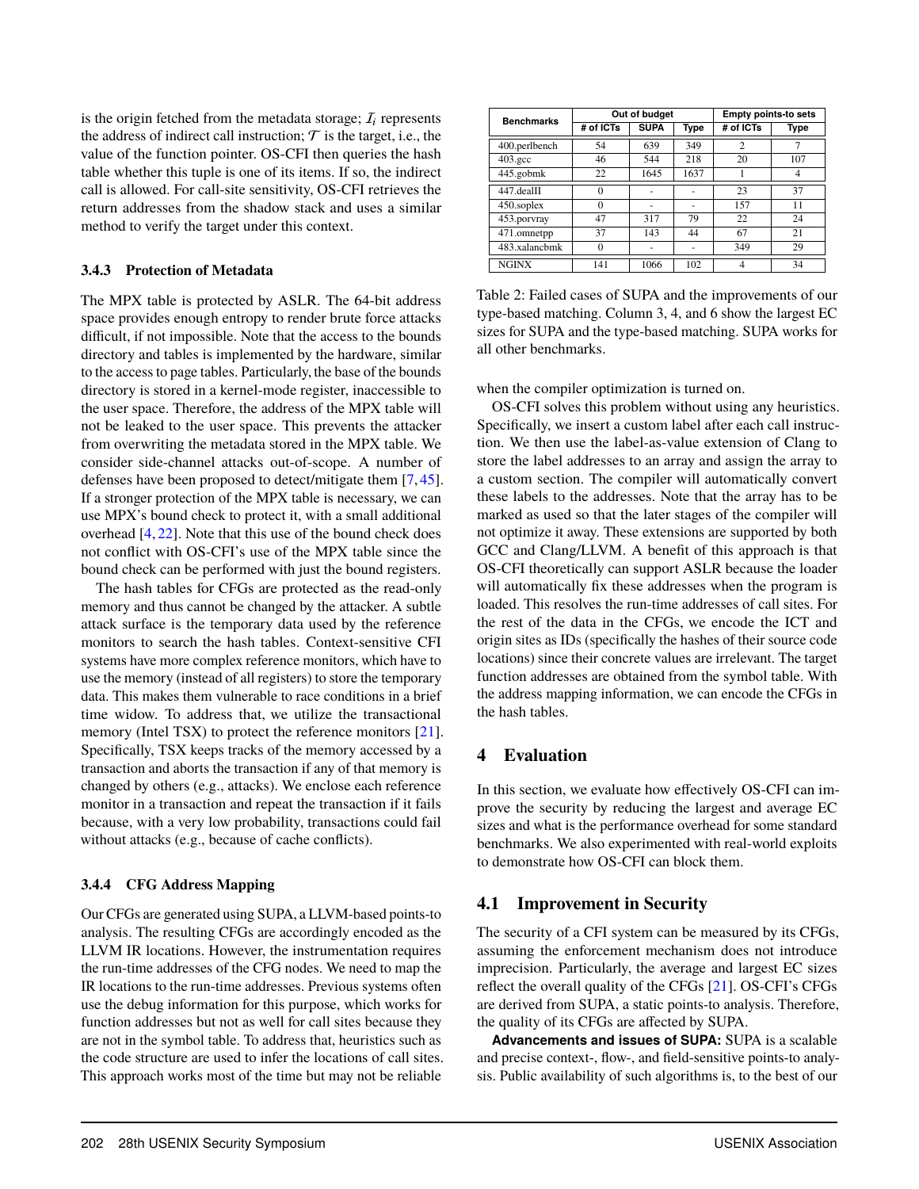is the origin fetched from the metadata storage; $\mathcal{I}_i$ represents the address of indirect call instruction; $\mathcal{T}$ is the target, i.e., the value of the function pointer. OS-CFI then queries the hash table whether this tuple is one of its items. If so, the indirect call is allowed. For call-site sensitivity, OS-CFI retrieves the return addresses from the shadow stack and uses a similar method to verify the target under this context.

#### 3.4.3 Protection of Metadata

The MPX table is protected by ASLR. The 64-bit address space provides enough entropy to render brute force attacks difficult, if not impossible. Note that the access to the bounds directory and tables is implemented by the hardware, similar to the access to page tables. Particularly, the base of the bounds directory is stored in a kernel-mode register, inaccessible to the user space. Therefore, the address of the MPX table will not be leaked to the user space. This prevents the attacker from overwriting the metadata stored in the MPX table. We consider side-channel attacks out-of-scope. A number of defenses have been proposed to detect/mitigate them [7, 45]. If a stronger protection of the MPX table is necessary, we can use MPX's bound check to protect it, with a small additional overhead [4, 22]. Note that this use of the bound check does not conflict with OS-CFI's use of the MPX table since the bound check can be performed with just the bound registers.

The hash tables for CFGs are protected as the read-only memory and thus cannot be changed by the attacker. A subtle attack surface is the temporary data used by the reference monitors to search the hash tables. Context-sensitive CFI systems have more complex reference monitors, which have to use the memory (instead of all registers) to store the temporary data. This makes them vulnerable to race conditions in a brief time widow. To address that, we utilize the transactional memory (Intel TSX) to protect the reference monitors [21]. Specifically, TSX keeps tracks of the memory accessed by a transaction and aborts the transaction if any of that memory is changed by others (e.g., attacks). We enclose each reference monitor in a transaction and repeat the transaction if it fails because, with a very low probability, transactions could fail without attacks (e.g., because of cache conflicts).

#### 3.4.4 CFG Address Mapping

Our CFGs are generated using SUPA, a LLVM-based points-to analysis. The resulting CFGs are accordingly encoded as the LLVM IR locations. However, the instrumentation requires the run-time addresses of the CFG nodes. We need to map the IR locations to the run-time addresses. Previous systems often use the debug information for this purpose, which works for function addresses but not as well for call sites because they are not in the symbol table. To address that, heuristics such as the code structure are used to infer the locations of call sites. This approach works most of the time but may not be reliable when the compiler optimization is turned on.

OS-CFI solves this problem without using any heuristics. Specifically, we insert a custom label after each call instruction. We then use the label-as-value extension of Clang to store the label addresses to an array and assign the array to a custom section. The compiler will automatically convert these labels to the addresses. Note that the array has to be marked as used so that the later stages of the compiler will not optimize it away. These extensions are supported by both GCC and Clang/LLVM. A benefit of this approach is that OS-CFI theoretically can support ASLR because the loader will automatically fix these addresses when the program is loaded. This resolves the run-time addresses of call sites. For the rest of the data in the CFGs, we encode the ICT and origin sites as IDs (specifically the hashes of their source code locations) since their concrete values are irrelevant. The target function addresses are obtained from the symbol table. With the address mapping information, we can encode the CFGs in the hash tables.

| Benchmarks | Out of budget | | | Empty points-to sets | |
|---|---|---|---|---|---|
| | # of ICTs | SUPA | Type | # of ICTs | Type |
| 400.perlbench | 54 | 639 | 349 | 2 | 7 |
| 403.gcc | 46 | 544 | 218 | 20 | 107 |
| 445.gobmk | 22 | 1645 | 1637 | 1 | 4 |
| 447.dealII | 0 | - | - | 23 | 37 |
| 450.soplex | 0 | - | - | 157 | 11 |
| 453.porvray | 47 | 317 | 79 | 22 | 24 |
| 471.omnetpp | 37 | 143 | 44 | 67 | 21 |
| 483.xalancbmk | 0 | - | - | 349 | 29 |
| NGINX | 141 | 1066 | 102 | 4 | 34 |

Table 2: Failed cases of SUPA and the improvements of our type-based matching. Column 3, 4, and 6 show the largest EC sizes for SUPA and the type-based matching. SUPA works for all other benchmarks.

## 4 Evaluation

In this section, we evaluate how effectively OS-CFI can improve the security by reducing the largest and average EC sizes and what is the performance overhead for some standard benchmarks. We also experimented with real-world exploits to demonstrate how OS-CFI can block them.

### 4.1 Improvement in Security

The security of a CFI system can be measured by its CFGs, assuming the enforcement mechanism does not introduce imprecision. Particularly, the average and largest EC sizes reflect the overall quality of the CFGs [21]. OS-CFI's CFGs are derived from SUPA, a static points-to analysis. Therefore, the quality of its CFGs are affected by SUPA.

**Advancements and issues of SUPA:** SUPA is a scalable and precise context-, flow-, and field-sensitive points-to analysis. Public availability of such algorithms is, to the best of our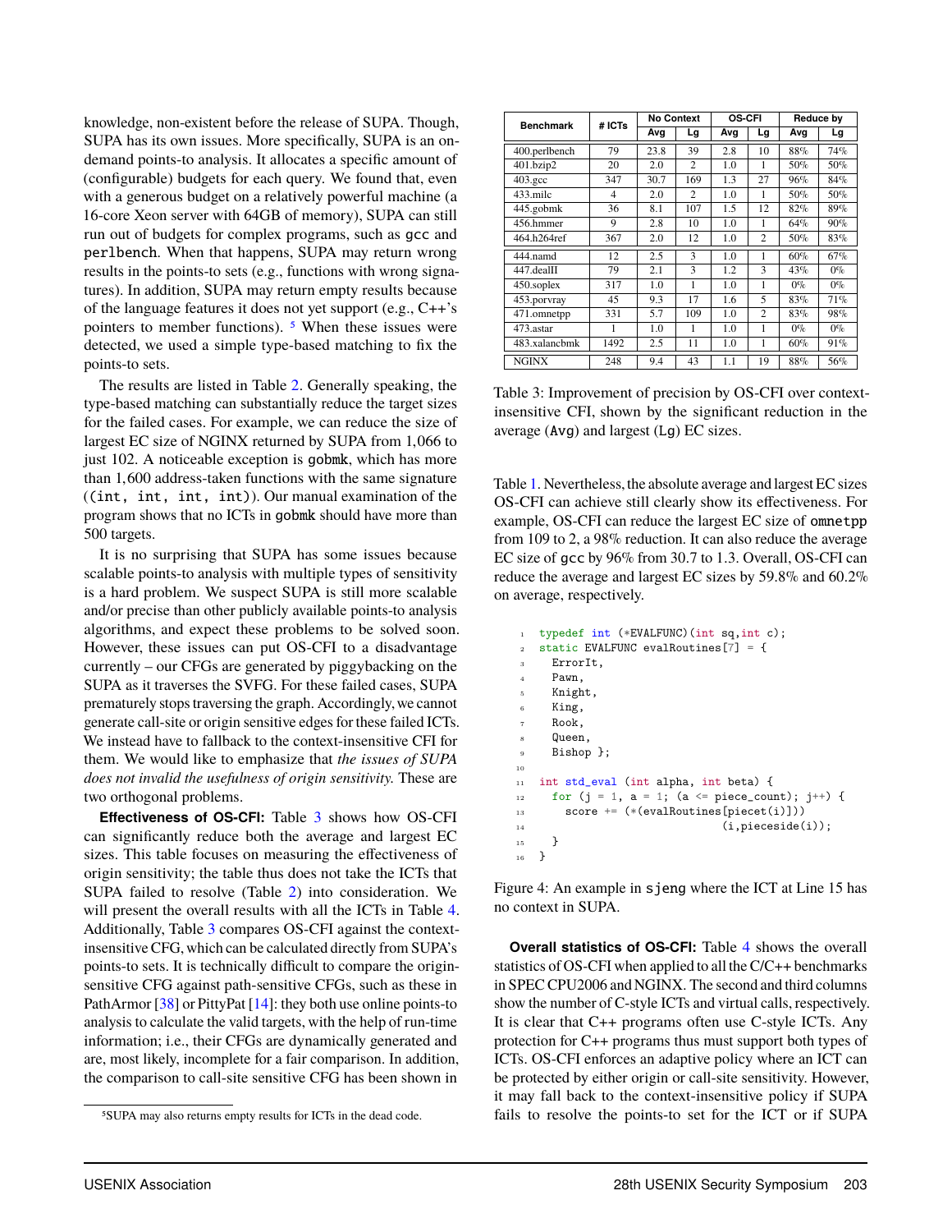knowledge, non-existent before the release of SUPA. Though, SUPA has its own issues. More specifically, SUPA is an on-demand points-to analysis. It allocates a specific amount of (configurable) budgets for each query. We found that, even with a generous budget on a relatively powerful machine (a 16-core Xeon server with 64GB of memory), SUPA can still run out of budgets for complex programs, such as gcc and perlbench. When that happens, SUPA may return wrong results in the points-to sets (e.g., functions with wrong signatures). In addition, SUPA may return empty results because of the language features it does not yet support (e.g., C++'s pointers to member functions). [5] When these issues were detected, we used a simple type-based matching to fix the points-to sets.

The results are listed in Table 2. Generally speaking, the type-based matching can substantially reduce the target sizes for the failed cases. For example, we can reduce the size of largest EC size of NGINX returned by SUPA from 1,066 to just 102. A noticeable exception is gobmk, which has more than 1,600 address-taken functions with the same signature ((int, int, int, int)). Our manual examination of the program shows that no ICTs in gobmk should have more than 500 targets.

It is no surprising that SUPA has some issues because scalable points-to analysis with multiple types of sensitivity is a hard problem. We suspect SUPA is still more scalable and/or precise than other publicly available points-to analysis algorithms, and expect these problems to be solved soon. However, these issues can put OS-CFI to a disadvantage currently – our CFGs are generated by piggybacking on the SUPA as it traverses the SVFG. For these failed cases, SUPA prematurely stops traversing the graph. Accordingly, we cannot generate call-site or origin sensitive edges for these failed ICTs. We instead have to fallback to the context-insensitive CFI for them. We would like to emphasize that *the issues of SUPA does not invalid the usefulness of origin sensitivity.* These are two orthogonal problems.

**Effectiveness of OS-CFI:** Table 3 shows how OS-CFI can significantly reduce both the average and largest EC sizes. This table focuses on measuring the effectiveness of origin sensitivity; the table thus does not take the ICTs that SUPA failed to resolve (Table 2) into consideration. We will present the overall results with all the ICTs in Table 4. Additionally, Table 3 compares OS-CFI against the context-insensitive CFG, which can be calculated directly from SUPA's points-to sets. It is technically difficult to compare the origin-sensitive CFG against path-sensitive CFGs, such as these in PathArmor [38] or PittyPat [14]: they both use online points-to analysis to calculate the valid targets, with the help of run-time information; i.e., their CFGs are dynamically generated and are, most likely, incomplete for a fair comparison. In addition, the comparison to call-site sensitive CFG has been shown in Table 1. Nevertheless, the absolute average and largest EC sizes OS-CFI can achieve still clearly show its effectiveness. For example, OS-CFI can reduce the largest EC size of omnetpp from 109 to 2, a 98% reduction. It can also reduce the average EC size of gcc by 96% from 30.7 to 1.3. Overall, OS-CFI can reduce the average and largest EC sizes by 59.8% and 60.2% on average, respectively.

[5] SUPA may also returns empty results for ICTs in the dead code.

| Benchmark | # ICTs | No Context | | OS-CFI | | Reduce by | |
|---|---|---|---|---|---|---|---|
| | | Avg | Lg | Avg | Lg | Avg | Lg |
| 400.perlbench | 79 | 23.8 | 39 | 2.8 | 10 | 88% | 74% |
| 401.bzip2 | 20 | 2.0 | 2 | 1.0 | 1 | 50% | 50% |
| 403.gcc | 347 | 30.7 | 169 | 1.3 | 27 | 96% | 84% |
| 433.milc | 4 | 2.0 | 2 | 1.0 | 1 | 50% | 50% |
| 445.gobmk | 36 | 8.1 | 107 | 1.5 | 12 | 82% | 89% |
| 456.hmmer | 9 | 2.8 | 10 | 1.0 | 1 | 64% | 90% |
| 464.h264ref | 367 | 2.0 | 12 | 1.0 | 2 | 50% | 83% |
| 444.namd | 12 | 2.5 | 3 | 1.0 | 1 | 60% | 67% |
| 447.dealII | 79 | 2.1 | 3 | 1.2 | 3 | 43% | 0% |
| 450.soplex | 317 | 1.0 | 1 | 1.0 | 1 | 0% | 0% |
| 453.porvray | 45 | 9.3 | 17 | 1.6 | 5 | 83% | 71% |
| 471.omnetpp | 331 | 5.7 | 109 | 1.0 | 2 | 83% | 98% |
| 473.astar | 1 | 1.0 | 1 | 1.0 | 1 | 0% | 0% |
| 483.xalancbmk | 1492 | 2.5 | 11 | 1.0 | 1 | 60% | 91% |
| NGINX | 248 | 9.4 | 43 | 1.1 | 19 | 88% | 56% |

Table 3: Improvement of precision by OS-CFI over context-insensitive CFI, shown by the significant reduction in the average (Avg) and largest (Lg) EC sizes.

```
typedef int (*EVALFUNC)(int sq,int c);
static EVALFUNC evalRoutines[7] = {
  ErrorIt,
  Pawn,
  Knight,
  King,
  Rook,
  Queen,
  Bishop };

int std_eval (int alpha, int beta) {
  for (j = 1, a = 1; (a <= piece_count); j++) {
    score += (*(evalRoutines[piecet(i)]))
                         (i,pieceside(i));
  }
}
```

Figure 4: An example in sjeng where the ICT at Line 15 has no context in SUPA.

**Overall statistics of OS-CFI:** Table 4 shows the overall statistics of OS-CFI when applied to all the C/C++ benchmarks in SPEC CPU2006 and NGINX. The second and third columns show the number of C-style ICTs and virtual calls, respectively. It is clear that C++ programs often use C-style ICTs. Any protection for C++ programs thus must support both types of ICTs. OS-CFI enforces an adaptive policy where an ICT can be protected by either origin or call-site sensitivity. However, it may fall back to the context-insensitive policy if SUPA fails to resolve the points-to set for the ICT or if SUPA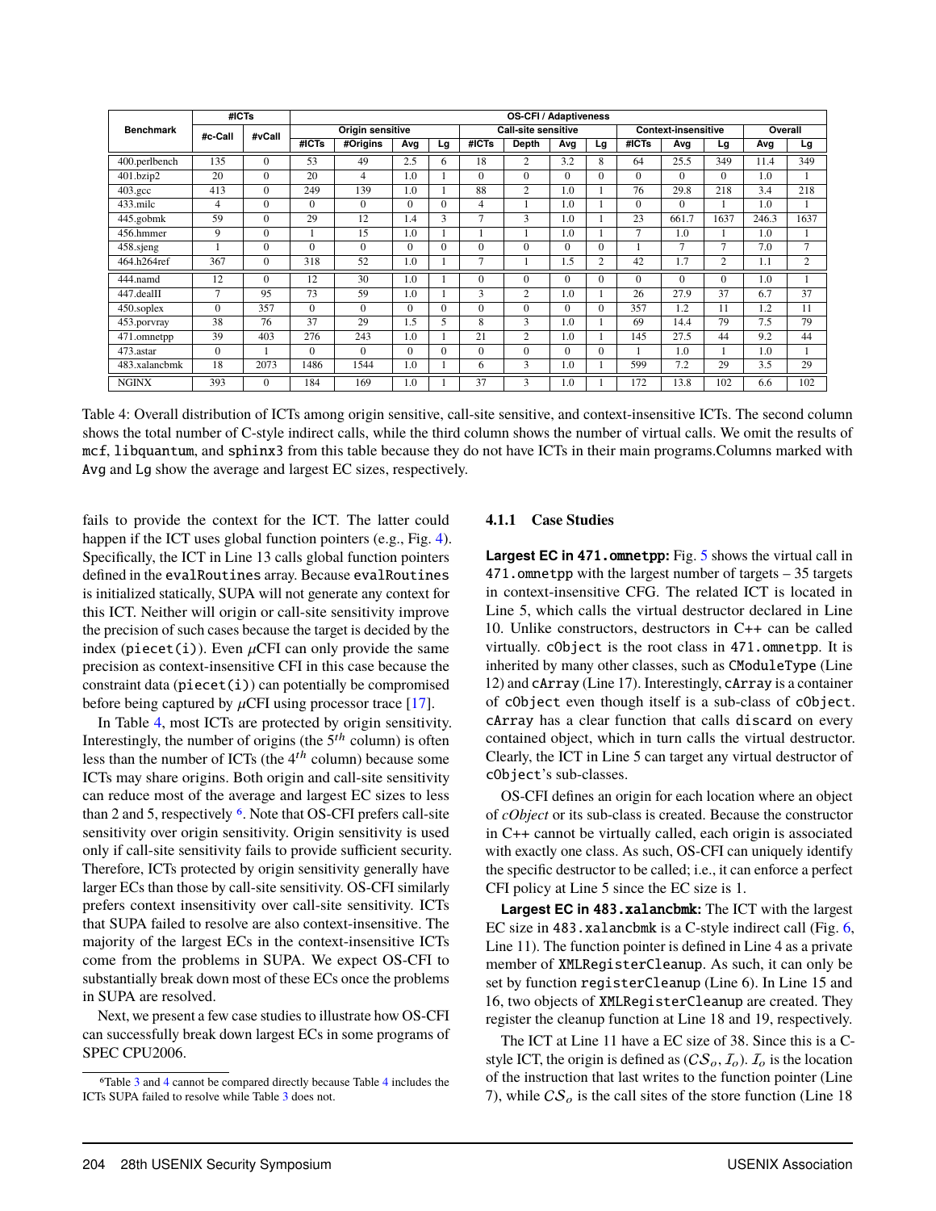| Benchmark | #ICTs | | OS-CFI / Adaptiveness | | | | | | | | | | | | | |
|---|---|---|---|---|---|---|---|---|---|---|---|---|---|---|---|---|
| | #c-Call | #vCall | Origin sensitive | | | | Call-site sensitive | | | | Context-insensitive | | | Overall | |
| | | | #ICTs | #Origins | Avg | Lg | #ICTs | Depth | Avg | Lg | #ICTs | Avg | Lg | Avg | Lg |
| 400.perlbench | 135 | 0 | 53 | 49 | 2.5 | 6 | 18 | 2 | 3.2 | 8 | 64 | 25.5 | 349 | 11.4 | 349 |
| 401.bzip2 | 20 | 0 | 20 | 4 | 1.0 | 1 | 0 | 0 | 0 | 0 | 0 | 0 | 0 | 1.0 | 1 |
| 403.gcc | 413 | 0 | 249 | 139 | 1.0 | 1 | 88 | 2 | 1.0 | 1 | 76 | 29.8 | 218 | 3.4 | 218 |
| 433.milc | 4 | 0 | 0 | 0 | 0 | 0 | 4 | 1 | 1.0 | 1 | 0 | 0 | 1 | 1.0 | 1 |
| 445.gobmk | 59 | 0 | 29 | 12 | 1.4 | 3 | 7 | 3 | 1.0 | 1 | 23 | 661.7 | 1637 | 246.3 | 1637 |
| 456.hmmer | 9 | 0 | 1 | 15 | 1.0 | 1 | 1 | 1 | 1.0 | 1 | 7 | 1.0 | 1 | 1.0 | 1 |
| 458.sjeng | 1 | 0 | 0 | 0 | 0 | 0 | 0 | 0 | 0 | 0 | 1 | 7 | 7 | 7.0 | 7 |
| 464.h264ref | 367 | 0 | 318 | 52 | 1.0 | 1 | 7 | 1 | 1.5 | 2 | 42 | 1.7 | 2 | 1.1 | 2 |
| 444.namd | 12 | 0 | 12 | 30 | 1.0 | 1 | 0 | 0 | 0 | 0 | 0 | 0 | 0 | 1.0 | 1 |
| 447.dealII | 7 | 95 | 73 | 59 | 1.0 | 1 | 3 | 2 | 1.0 | 1 | 26 | 27.9 | 37 | 6.7 | 37 |
| 450.soplex | 0 | 357 | 0 | 0 | 0 | 0 | 0 | 0 | 0 | 0 | 357 | 1.2 | 11 | 1.2 | 11 |
| 453.porvray | 38 | 76 | 37 | 29 | 1.5 | 5 | 8 | 3 | 1.0 | 1 | 69 | 14.4 | 79 | 7.5 | 79 |
| 471.omnetpp | 39 | 403 | 276 | 243 | 1.0 | 1 | 21 | 2 | 1.0 | 1 | 145 | 27.5 | 44 | 9.2 | 44 |
| 473.astar | 0 | 1 | 0 | 0 | 0 | 0 | 0 | 0 | 0 | 0 | 1 | 1.0 | 1 | 1.0 | 1 |
| 483.xalancbmk | 18 | 2073 | 1486 | 1544 | 1.0 | 1 | 6 | 3 | 1.0 | 1 | 599 | 7.2 | 29 | 3.5 | 29 |
| NGINX | 393 | 0 | 184 | 169 | 1.0 | 1 | 37 | 3 | 1.0 | 1 | 172 | 13.8 | 102 | 6.6 | 102 |

Table 4: Overall distribution of ICTs among origin sensitive, call-site sensitive, and context-insensitive ICTs. The second column shows the total number of C-style indirect calls, while the third column shows the number of virtual calls. We omit the results of `mcf`, `libquantum`, and `sphinx3` from this table because they do not have ICTs in their main programs.Columns marked with `Avg` and `Lg` show the average and largest EC sizes, respectively.

fails to provide the context for the ICT. The latter could happen if the ICT uses global function pointers (e.g., Fig. 4). Specifically, the ICT in Line 13 calls global function pointers defined in the `evalRoutines` array. Because `evalRoutines` is initialized statically, SUPA will not generate any context for this ICT. Neither will origin or call-site sensitivity improve the precision of such cases because the target is decided by the index (`piecet(i)`). Even $\mu$CFI can only provide the same precision as context-insensitive CFI in this case because the constraint data (`piecet(i)`) can potentially be compromised before being captured by $\mu$CFI using processor trace [17].

In Table 4, most ICTs are protected by origin sensitivity. Interestingly, the number of origins (the $5^{th}$ column) is often less than the number of ICTs (the $4^{th}$ column) because some ICTs may share origins. Both origin and call-site sensitivity can reduce most of the average and largest EC sizes to less than 2 and 5, respectively [6]. Note that OS-CFI prefers call-site sensitivity over origin sensitivity. Origin sensitivity is used only if call-site sensitivity fails to provide sufficient security. Therefore, ICTs protected by origin sensitivity generally have larger ECs than those by call-site sensitivity. OS-CFI similarly prefers context insensitivity over call-site sensitivity. ICTs that SUPA failed to resolve are also context-insensitive. The majority of the largest ECs in the context-insensitive ICTs come from the problems in SUPA. We expect OS-CFI to substantially break down most of these ECs once the problems in SUPA are resolved.

Next, we present a few case studies to illustrate how OS-CFI can successfully break down largest ECs in some programs of SPEC CPU2006.

[6] Table 3 and 4 cannot be compared directly because Table 4 includes the ICTs SUPA failed to resolve while Table 3 does not.

#### 4.1.1 Case Studies

**Largest EC in `471.omnetpp`:** Fig. 5 shows the virtual call in `471.omnetpp` with the largest number of targets – 35 targets in context-insensitive CFG. The related ICT is located in Line 5, which calls the virtual destructor declared in Line 10. Unlike constructors, destructors in C++ can be called virtually. `cObject` is the root class in `471.omnetpp`. It is inherited by many other classes, such as `CModuleType` (Line 12) and `cArray` (Line 17). Interestingly, `cArray` is a container of `cObject` even though itself is a sub-class of `cObject`. `cArray` has a clear function that calls `discard` on every contained object, which in turn calls the virtual destructor. Clearly, the ICT in Line 5 can target any virtual destructor of `cObject`'s sub-classes.

OS-CFI defines an origin for each location where an object of *cObject* or its sub-class is created. Because the constructor in C++ cannot be virtually called, each origin is associated with exactly one class. As such, OS-CFI can uniquely identify the specific destructor to be called; i.e., it can enforce a perfect CFI policy at Line 5 since the EC size is 1.

**Largest EC in `483.xalancbmk`:** The ICT with the largest EC size in `483.xalancbmk` is a C-style indirect call (Fig. 6, Line 11). The function pointer is defined in Line 4 as a private member of `XMLRegisterCleanup`. As such, it can only be set by function `registerCleanup` (Line 6). In Line 15 and 16, two objects of `XMLRegisterCleanup` are created. They register the cleanup function at Line 18 and 19, respectively.

The ICT at Line 11 have a EC size of 38. Since this is a C-style ICT, the origin is defined as $(\mathcal{CS}_o, \mathcal{I}_o)$. $\mathcal{I}_o$ is the location of the instruction that last writes to the function pointer (Line 7), while $\mathcal{CS}_o$ is the call sites of the store function (Line 18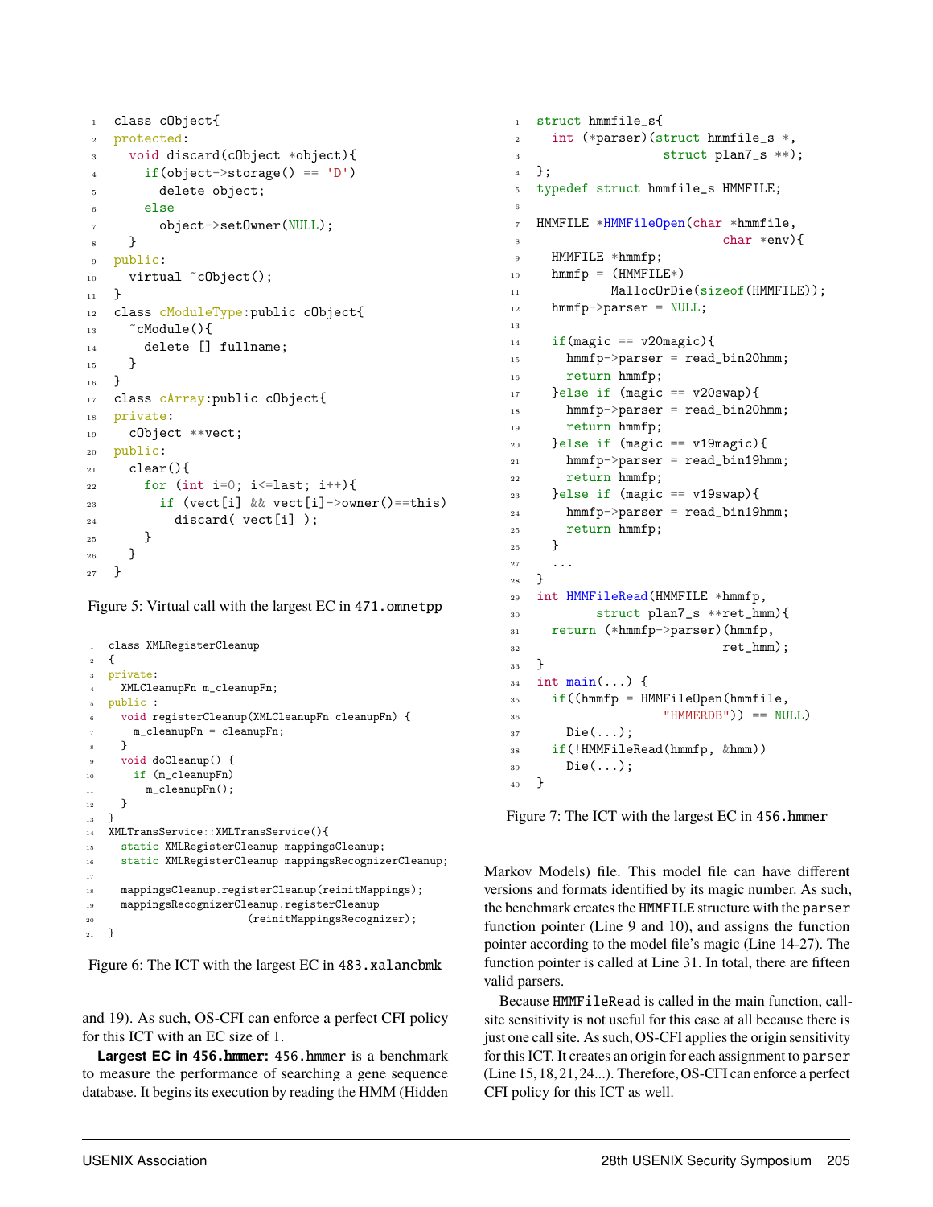```
class cObject{
protected:
  void discard(cObject *object){
    if(object->storage() == 'D')
      delete object;
    else
      object->setOwner(NULL);
  }
public:
  virtual ~cObject();
}
class cModuleType:public cObject{
  ~cModule(){
    delete [] fullname;
  }
}
class cArray:public cObject{
private:
  cObject **vect;
public:
  clear(){
    for (int i=0; i<=last; i++){
      if (vect[i] && vect[i]->owner()==this)
        discard( vect[i] );
    }
  }
}
```

Figure 5: Virtual call with the largest EC in `471.omnetpp`

```
class XMLRegisterCleanup
{
private:
  XMLCleanupFn m_cleanupFn;
public :
  void registerCleanup(XMLCleanupFn cleanupFn) {
    m_cleanupFn = cleanupFn;
  }
  void doCleanup() {
    if (m_cleanupFn)
      m_cleanupFn();
  }
}
XMLTransService::XMLTransService(){
  static XMLRegisterCleanup mappingsCleanup;
  static XMLRegisterCleanup mappingsRecognizerCleanup;

  mappingsCleanup.registerCleanup(reinitMappings);
  mappingsRecognizerCleanup.registerCleanup
                    (reinitMappingsRecognizer);
}
```

Figure 6: The ICT with the largest EC in `483.xalancbmk`

and 19). As such, OS-CFI can enforce a perfect CFI policy for this ICT with an EC size of 1.

**Largest EC in `456.hmmer`:** `456.hmmer` is a benchmark to measure the performance of searching a gene sequence database. It begins its execution by reading the HMM (Hidden

```
struct hmmfile_s{
  int (*parser)(struct hmmfile_s *,
                struct plan7_s **);
};
typedef struct hmmfile_s HMMFILE;

HMMFILE *HMMFileOpen(char *hmmfile,
                     char *env){
  HMMFILE *hmmfp;
  hmmfp = (HMMFILE*)
          MallocOrDie(sizeof(HMMFILE));
  hmmfp->parser = NULL;

  if(magic == v20magic){
    hmmfp->parser = read_bin20hmm;
    return hmmfp;
  }else if (magic == v20swap){
    hmmfp->parser = read_bin20hmm;
    return hmmfp;
  }else if (magic == v19magic){
    hmmfp->parser = read_bin19hmm;
    return hmmfp;
  }else if (magic == v19swap){
    hmmfp->parser = read_bin19hmm;
    return hmmfp;
  }
  ...
}
int HMMFileRead(HMMFILE *hmmfp,
        struct plan7_s **ret_hmm){
  return (*hmmfp->parser)(hmmfp,
                          ret_hmm);
}
int main(...) {
  if((hmmfp = HMMFileOpen(hmmfile,
                "HMMERDB")) == NULL)
    Die(...);
  if(!HMMFileRead(hmmfp, &hmm))
    Die(...);
}
```

Figure 7: The ICT with the largest EC in `456.hmmer`

Markov Models) file. This model file can have different versions and formats identified by its magic number. As such, the benchmark creates the `HMMFILE` structure with the `parser` function pointer (Line 9 and 10), and assigns the function pointer according to the model file's magic (Line 14-27). The function pointer is called at Line 31. In total, there are fifteen valid parsers.

Because `HMMFileRead` is called in the main function, call-site sensitivity is not useful for this case at all because there is just one call site. As such, OS-CFI applies the origin sensitivity for this ICT. It creates an origin for each assignment to `parser` (Line 15, 18, 21, 24...). Therefore, OS-CFI can enforce a perfect CFI policy for this ICT as well.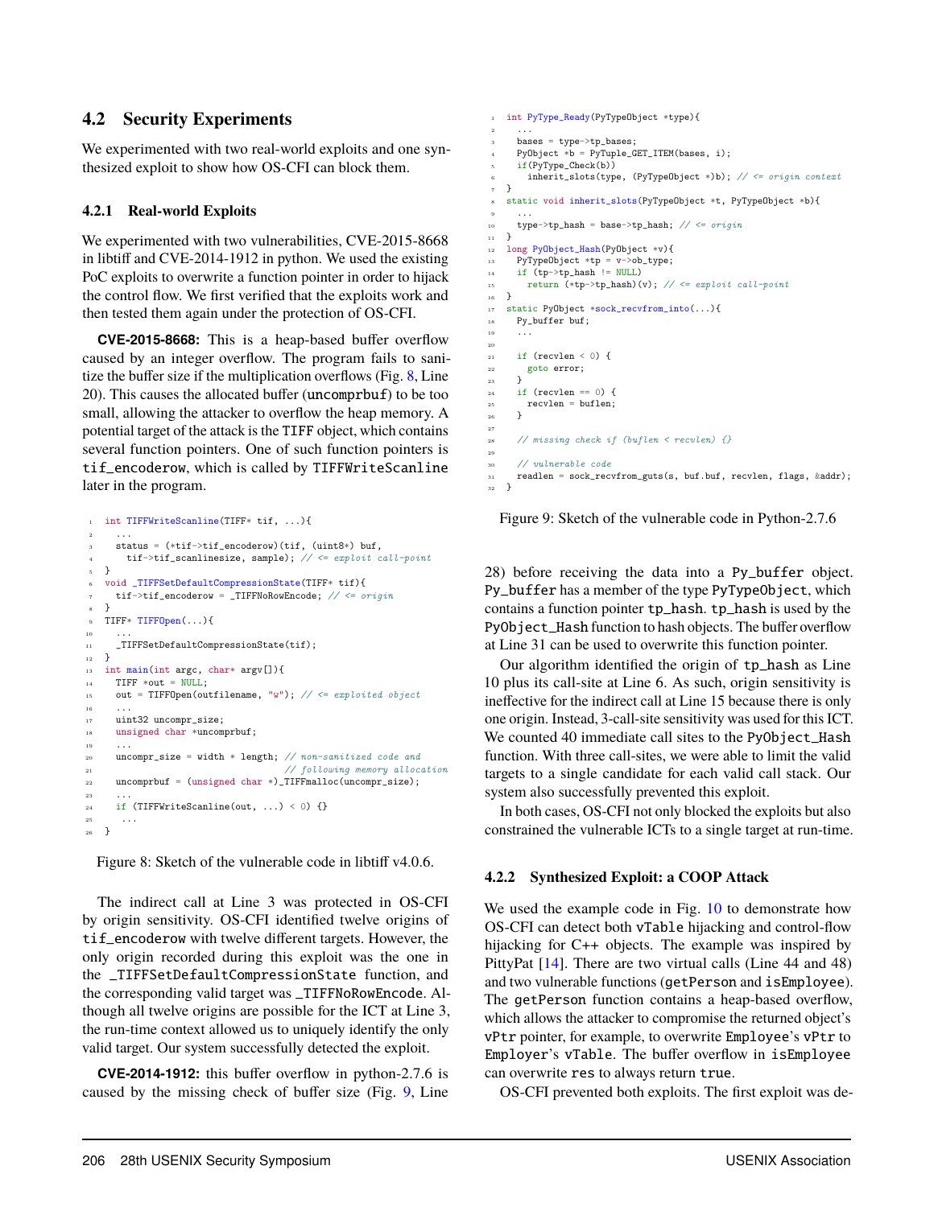### 4.2 Security Experiments

We experimented with two real-world exploits and one synthesized exploit to show how OS-CFI can block them.

#### 4.2.1 Real-world Exploits

We experimented with two vulnerabilities, CVE-2015-8668 in libtiff and CVE-2014-1912 in python. We used the existing PoC exploits to overwrite a function pointer in order to hijack the control flow. We first verified that the exploits work and then tested them again under the protection of OS-CFI.

**CVE-2015-8668:** This is a heap-based buffer overflow caused by an integer overflow. The program fails to sanitize the buffer size if the multiplication overflows (Fig. 8, Line 20). This causes the allocated buffer (uncomprbuf) to be too small, allowing the attacker to overflow the heap memory. A potential target of the attack is the TIFF object, which contains several function pointers. One of such function pointers is tif_encoderow, which is called by TIFFWriteScanline later in the program.

```
1  int TIFFWriteScanline(TIFF* tif, ...){
2    ...
3    status = (*tif->tif_encoderow)(tif, (uint8*) buf,
4      tif->tif_scanlinesize, sample); // <= exploit call-point
5  }
6  void _TIFFSetDefaultCompressionState(TIFF* tif){
7    tif->tif_encoderow = _TIFFNoRowEncode; // <= origin
8  }
9  TIFF* TIFFOpen(...){
10   ...
11   _TIFFSetDefaultCompressionState(tif);
12 }
13 int main(int argc, char* argv[]){
14   TIFF *out = NULL;
15   out = TIFFOpen(outfilename, "w"); // <= exploited object
16   ...
17   uint32 uncompr_size;
18   unsigned char *uncomprbuf;
19   ...
20   uncompr_size = width * length; // non-sanitized code and
21                                  // following memory allocation
22   uncomprbuf = (unsigned char *)_TIFFmalloc(uncompr_size);
23   ...
24   if (TIFFWriteScanline(out, ...) < 0) {}
25    ...
26 }
```

Figure 8: Sketch of the vulnerable code in libtiff v4.0.6.

The indirect call at Line 3 was protected in OS-CFI by origin sensitivity. OS-CFI identified twelve origins of tif_encoderow with twelve different targets. However, the only origin recorded during this exploit was the one in the _TIFFSetDefaultCompressionState function, and the corresponding valid target was _TIFFNoRowEncode. Although all twelve origins are possible for the ICT at Line 3, the run-time context allowed us to uniquely identify the only valid target. Our system successfully detected the exploit.

**CVE-2014-1912:** this buffer overflow in python-2.7.6 is caused by the missing check of buffer size (Fig. 9, Line 28) before receiving the data into a Py_buffer object. Py_buffer has a member of the type PyTypeObject, which contains a function pointer tp_hash. tp_hash is used by the PyObject_Hash function to hash objects. The buffer overflow at Line 31 can be used to overwrite this function pointer.

```
1  int PyType_Ready(PyTypeObject *type){
2    ...
3    bases = type->tp_bases;
4    PyObject *b = PyTuple_GET_ITEM(bases, i);
5    if(PyType_Check(b))
6      inherit_slots(type, (PyTypeObject *)b); // <= origin context
7  }
8  static void inherit_slots(PyTypeObject *t, PyTypeObject *b){
9    ...
10   type->tp_hash = base->tp_hash; // <= origin
11 }
12 long PyObject_Hash(PyObject *v){
13   PyTypeObject *tp = v->ob_type;
14   if (tp->tp_hash != NULL)
15     return (*tp->tp_hash)(v); // <= exploit call-point
16 }
17 static PyObject *sock_recvfrom_into(...){
18   Py_buffer buf;
19   ...
20
21   if (recvlen < 0) {
22     goto error;
23   }
24   if (recvlen == 0) {
25     recvlen = buflen;
26   }
27
28   // missing check if (buflen < recvlen) {}
29
30   // vulnerable code
31   readlen = sock_recvfrom_guts(s, buf.buf, recvlen, flags, &addr);
32 }
```

Figure 9: Sketch of the vulnerable code in Python-2.7.6

Our algorithm identified the origin of tp_hash as Line 10 plus its call-site at Line 6. As such, origin sensitivity is ineffective for the indirect call at Line 15 because there is only one origin. Instead, 3-call-site sensitivity was used for this ICT. We counted 40 immediate call sites to the PyObject_Hash function. With three call-sites, we were able to limit the valid targets to a single candidate for each valid call stack. Our system also successfully prevented this exploit.

In both cases, OS-CFI not only blocked the exploits but also constrained the vulnerable ICTs to a single target at run-time.

#### 4.2.2 Synthesized Exploit: a COOP Attack

We used the example code in Fig. 10 to demonstrate how OS-CFI can detect both vTable hijacking and control-flow hijacking for C++ objects. The example was inspired by PittyPat [14]. There are two virtual calls (Line 44 and 48) and two vulnerable functions (getPerson and isEmployee). The getPerson function contains a heap-based overflow, which allows the attacker to compromise the returned object's vPtr pointer, for example, to overwrite Employee's vPtr to Employer's vTable. The buffer overflow in isEmployee can overwrite res to always return true.

OS-CFI prevented both exploits. The first exploit was de-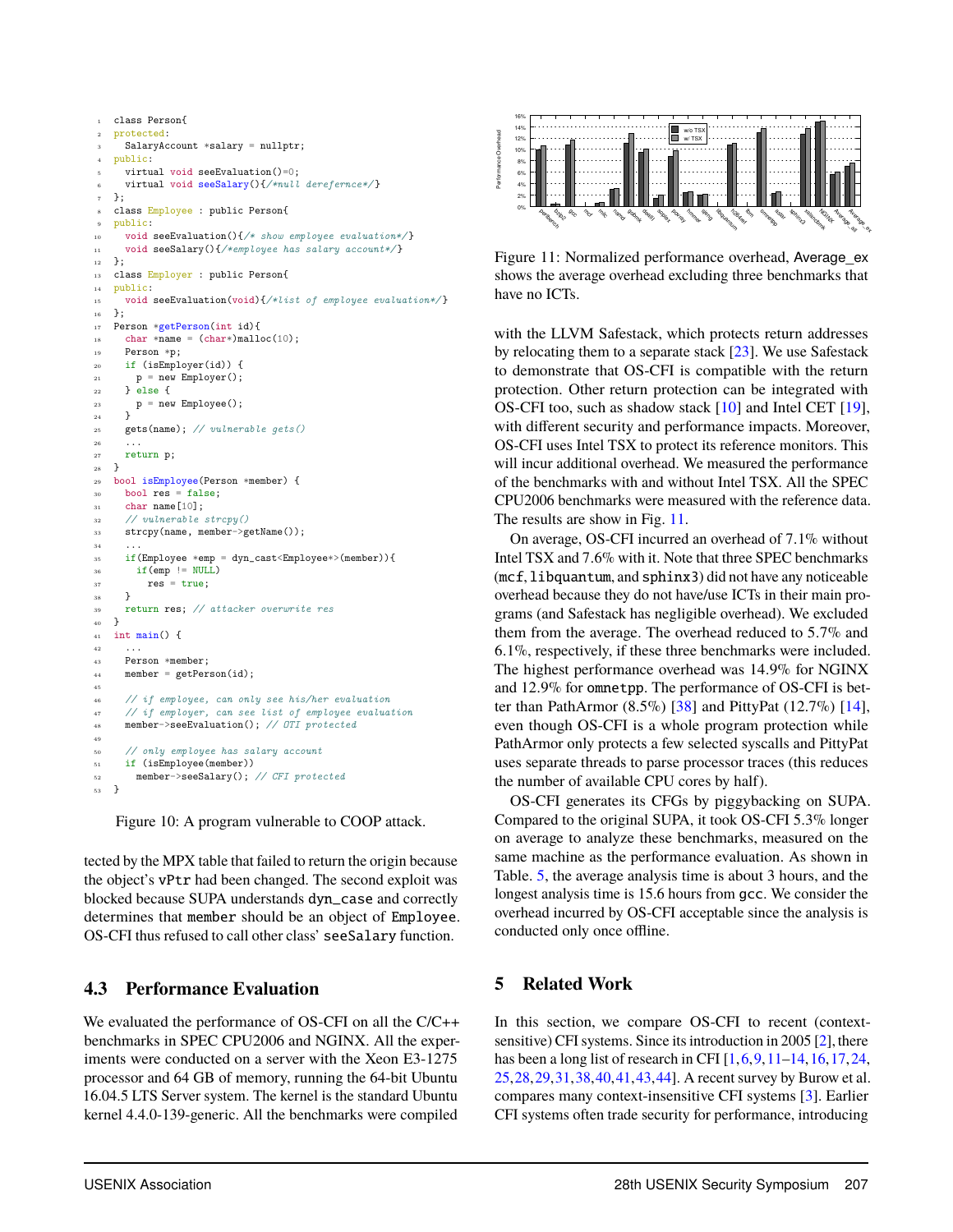```cpp
class Person{
protected:
  SalaryAccount *salary = nullptr;
public:
  virtual void seeEvaluation()=0;
  virtual void seeSalary(){/*null dereferncе*/}
};
class Employee : public Person{
public:
  void seeEvaluation(){/* show employee evaluation*/}
  void seeSalary(){/*employee has salary account*/}
};
class Employer : public Person{
public:
  void seeEvaluation(void){/*list of employee evaluation*/}
};
Person *getPerson(int id){
  char *name = (char*)malloc(10);
  Person *p;
  if (isEmployer(id)) {
    p = new Employer();
  } else {
    p = new Employee();
  }
  gets(name); // vulnerable gets()
  ...
  return p;
}
bool isEmployee(Person *member) {
  bool res = false;
  char name[10];
  // vulnerable strcpy()
  strcpy(name, member->getName());
  ...
  if(Employee *emp = dyn_cast<Employee*>(member)){
    if(emp != NULL)
      res = true;
  }
  return res; // attacker overwrite res
}
int main() {
  ...
  Person *member;
  member = getPerson(id);

  // if employee, can only see his/her evaluation
  // if employer, can see list of employee evaluation
  member->seeEvaluation(); // OTI protected

  // only employee has salary account
  if (isEmployee(member))
    member->seeSalary(); // CFI protected
}
```

Figure 10: A program vulnerable to COOP attack.

tected by the MPX table that failed to return the origin because the object's `vPtr` had been changed. The second exploit was blocked because SUPA understands `dyn_case` and correctly determines that `member` should be an object of `Employee`. OS-CFI thus refused to call other class' `seeSalary` function.

## 4.3 Performance Evaluation

We evaluated the performance of OS-CFI on all the C/C++ benchmarks in SPEC CPU2006 and NGINX. All the experiments were conducted on a server with the Xeon E3-1275 processor and 64 GB of memory, running the 64-bit Ubuntu 16.04.5 LTS Server system. The kernel is the standard Ubuntu kernel 4.4.0-139-generic. All the benchmarks were compiled with the LLVM Safestack, which protects return addresses by relocating them to a separate stack [23]. We use Safestack to demonstrate that OS-CFI is compatible with the return protection. Other return protection can be integrated with OS-CFI too, such as shadow stack [10] and Intel CET [19], with different security and performance impacts. Moreover, OS-CFI uses Intel TSX to protect its reference monitors. This will incur additional overhead. We measured the performance of the benchmarks with and without Intel TSX. All the SPEC CPU2006 benchmarks were measured with the reference data. The results are show in Fig. 11.

Figure 11: Normalized performance overhead, Average_ex shows the average overhead excluding three benchmarks that have no ICTs.

On average, OS-CFI incurred an overhead of 7.1% without Intel TSX and 7.6% with it. Note that three SPEC benchmarks (`mcf`, `libquantum`, and `sphinx3`) did not have any noticeable overhead because they do not have/use ICTs in their main programs (and Safestack has negligible overhead). We excluded them from the average. The overhead reduced to 5.7% and 6.1%, respectively, if these three benchmarks were included. The highest performance overhead was 14.9% for NGINX and 12.9% for `omnetpp`. The performance of OS-CFI is better than PathArmor (8.5%) [38] and PittyPat (12.7%) [14], even though OS-CFI is a whole program protection while PathArmor only protects a few selected syscalls and PittyPat uses separate threads to parse processor traces (this reduces the number of available CPU cores by half).

OS-CFI generates its CFGs by piggybacking on SUPA. Compared to the original SUPA, it took OS-CFI 5.3% longer on average to analyze these benchmarks, measured on the same machine as the performance evaluation. As shown in Table. 5, the average analysis time is about 3 hours, and the longest analysis time is 15.6 hours from `gcc`. We consider the overhead incurred by OS-CFI acceptable since the analysis is conducted only once offline.

# 5 Related Work

In this section, we compare OS-CFI to recent (context-sensitive) CFI systems. Since its introduction in 2005 [2], there has been a long list of research in CFI [1, 6, 9, 11–14, 16, 17, 24, 25, 28, 29, 31, 38, 40, 41, 43, 44]. A recent survey by Burow et al. compares many context-insensitive CFI systems [3]. Earlier CFI systems often trade security for performance, introducing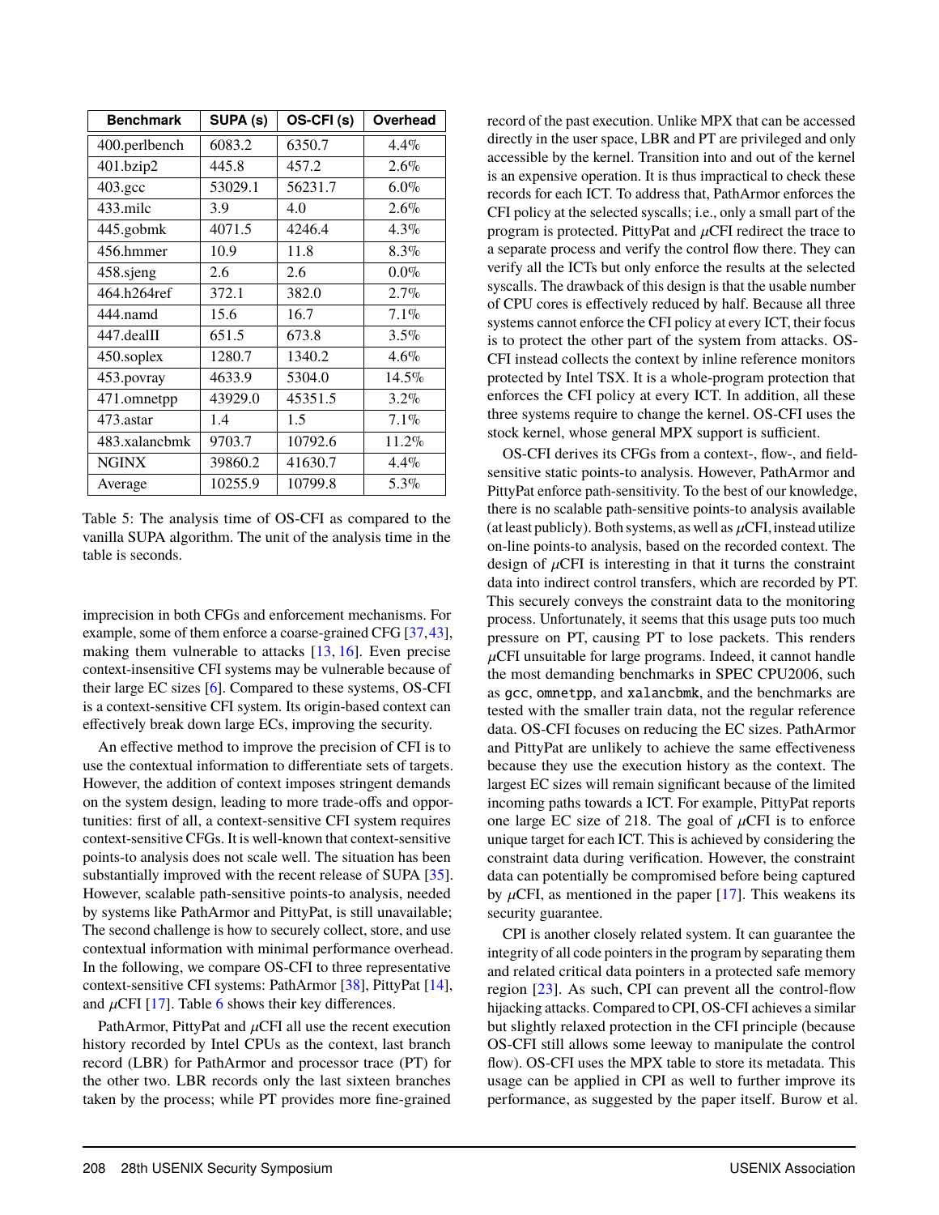| Benchmark | SUPA (s) | OS-CFI (s) | Overhead |
|---|---|---|---|
| 400.perlbench | 6083.2 | 6350.7 | 4.4% |
| 401.bzip2 | 445.8 | 457.2 | 2.6% |
| 403.gcc | 53029.1 | 56231.7 | 6.0% |
| 433.milc | 3.9 | 4.0 | 2.6% |
| 445.gobmk | 4071.5 | 4246.4 | 4.3% |
| 456.hmmer | 10.9 | 11.8 | 8.3% |
| 458.sjeng | 2.6 | 2.6 | 0.0% |
| 464.h264ref | 372.1 | 382.0 | 2.7% |
| 444.namd | 15.6 | 16.7 | 7.1% |
| 447.dealII | 651.5 | 673.8 | 3.5% |
| 450.soplex | 1280.7 | 1340.2 | 4.6% |
| 453.povray | 4633.9 | 5304.0 | 14.5% |
| 471.omnetpp | 43929.0 | 45351.5 | 3.2% |
| 473.astar | 1.4 | 1.5 | 7.1% |
| 483.xalancbmk | 9703.7 | 10792.6 | 11.2% |
| NGINX | 39860.2 | 41630.7 | 4.4% |
| Average | 10255.9 | 10799.8 | 5.3% |

Table 5: The analysis time of OS-CFI as compared to the vanilla SUPA algorithm. The unit of the analysis time in the table is seconds.

imprecision in both CFGs and enforcement mechanisms. For example, some of them enforce a coarse-grained CFG [37,43], making them vulnerable to attacks [13, 16]. Even precise context-insensitive CFI systems may be vulnerable because of their large EC sizes [6]. Compared to these systems, OS-CFI is a context-sensitive CFI system. Its origin-based context can effectively break down large ECs, improving the security.

An effective method to improve the precision of CFI is to use the contextual information to differentiate sets of targets. However, the addition of context imposes stringent demands on the system design, leading to more trade-offs and opportunities: first of all, a context-sensitive CFI system requires context-sensitive CFGs. It is well-known that context-sensitive points-to analysis does not scale well. The situation has been substantially improved with the recent release of SUPA [35]. However, scalable path-sensitive points-to analysis, needed by systems like PathArmor and PittyPat, is still unavailable; The second challenge is how to securely collect, store, and use contextual information with minimal performance overhead. In the following, we compare OS-CFI to three representative context-sensitive CFI systems: PathArmor [38], PittyPat [14], and $\mu$CFI [17]. Table 6 shows their key differences.

PathArmor, PittyPat and $\mu$CFI all use the recent execution history recorded by Intel CPUs as the context, last branch record (LBR) for PathArmor and processor trace (PT) for the other two. LBR records only the last sixteen branches taken by the process; while PT provides more fine-grained record of the past execution. Unlike MPX that can be accessed directly in the user space, LBR and PT are privileged and only accessible by the kernel. Transition into and out of the kernel is an expensive operation. It is thus impractical to check these records for each ICT. To address that, PathArmor enforces the CFI policy at the selected syscalls; i.e., only a small part of the program is protected. PittyPat and $\mu$CFI redirect the trace to a separate process and verify the control flow there. They can verify all the ICTs but only enforce the results at the selected syscalls. The drawback of this design is that the usable number of CPU cores is effectively reduced by half. Because all three systems cannot enforce the CFI policy at every ICT, their focus is to protect the other part of the system from attacks. OS-CFI instead collects the context by inline reference monitors protected by Intel TSX. It is a whole-program protection that enforces the CFI policy at every ICT. In addition, all these three systems require to change the kernel. OS-CFI uses the stock kernel, whose general MPX support is sufficient.

OS-CFI derives its CFGs from a context-, flow-, and field-sensitive static points-to analysis. However, PathArmor and PittyPat enforce path-sensitivity. To the best of our knowledge, there is no scalable path-sensitive points-to analysis available (at least publicly). Both systems, as well as $\mu$CFI, instead utilize on-line points-to analysis, based on the recorded context. The design of $\mu$CFI is interesting in that it turns the constraint data into indirect control transfers, which are recorded by PT. This securely conveys the constraint data to the monitoring process. Unfortunately, it seems that this usage puts too much pressure on PT, causing PT to lose packets. This renders $\mu$CFI unsuitable for large programs. Indeed, it cannot handle the most demanding benchmarks in SPEC CPU2006, such as `gcc`, `omnetpp`, and `xalancbmk`, and the benchmarks are tested with the smaller train data, not the regular reference data. OS-CFI focuses on reducing the EC sizes. PathArmor and PittyPat are unlikely to achieve the same effectiveness because they use the execution history as the context. The largest EC sizes will remain significant because of the limited incoming paths towards a ICT. For example, PittyPat reports one large EC size of 218. The goal of $\mu$CFI is to enforce unique target for each ICT. This is achieved by considering the constraint data during verification. However, the constraint data can potentially be compromised before being captured by $\mu$CFI, as mentioned in the paper [17]. This weakens its security guarantee.

CPI is another closely related system. It can guarantee the integrity of all code pointers in the program by separating them and related critical data pointers in a protected safe memory region [23]. As such, CPI can prevent all the control-flow hijacking attacks. Compared to CPI, OS-CFI achieves a similar but slightly relaxed protection in the CFI principle (because OS-CFI still allows some leeway to manipulate the control flow). OS-CFI uses the MPX table to store its metadata. This usage can be applied in CPI as well to further improve its performance, as suggested by the paper itself. Burow et al.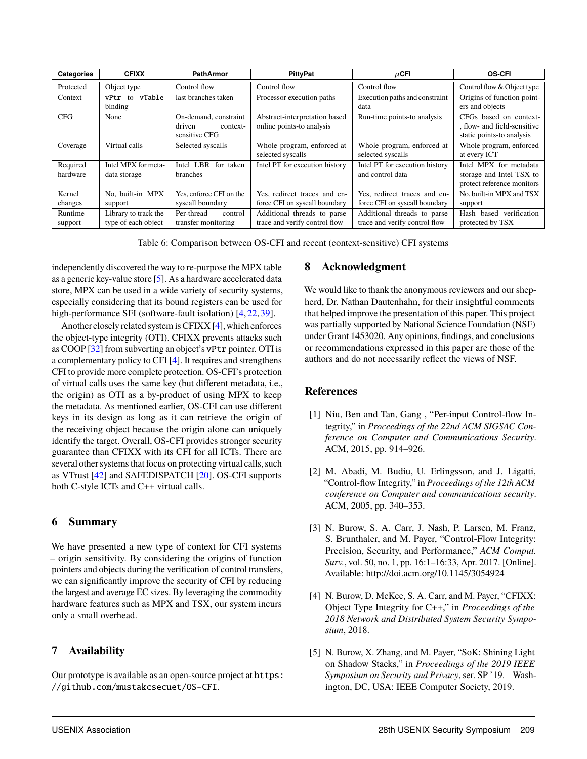| Categories | CFIXX | PathArmor | PittyPat | $\mu$CFI | OS-CFI |
|---|---|---|---|---|---|
| Protected | Object type | Control flow | Control flow | Control flow | Control flow & Object type |
| Context | `vPtr` to `vTable` binding | last branches taken | Processor execution paths | Execution paths and constraint data | Origins of function pointers and objects |
| CFG | None | On-demand, constraint driven context-sensitive CFG | Abstract-interpretation based online points-to analysis | Run-time points-to analysis | CFGs based on context-, flow- and field-sensitive static points-to analysis |
| Coverage | Virtual calls | Selected syscalls | Whole program, enforced at selected syscalls | Whole program, enforced at selected syscalls | Whole program, enforced at every ICT |
| Required hardware | Intel MPX for metadata storage | Intel LBR for taken branches | Intel PT for execution history | Intel PT for execution history and control data | Intel MPX for metadata storage and Intel TSX to protect reference monitors |
| Kernel changes | No, built-in MPX support | Yes, enforce CFI on the syscall boundary | Yes, redirect traces and enforce CFI on syscall boundary | Yes, redirect traces and enforce CFI on syscall boundary | No, built-in MPX and TSX support |
| Runtime support | Library to track the type of each object | Per-thread control transfer monitoring | Additional threads to parse trace and verify control flow | Additional threads to parse trace and verify control flow | Hash based verification protected by TSX |

Table 6: Comparison between OS-CFI and recent (context-sensitive) CFI systems

independently discovered the way to re-purpose the MPX table as a generic key-value store [5]. As a hardware accelerated data store, MPX can be used in a wide variety of security systems, especially considering that its bound registers can be used for high-performance SFI (software-fault isolation) [4, 22, 39].

Another closely related system is CFIXX [4], which enforces the object-type integrity (OTI). CFIXX prevents attacks such as COOP [32] from subverting an object's `vPtr` pointer. OTI is a complementary policy to CFI [4]. It requires and strengthens CFI to provide more complete protection. OS-CFI's protection of virtual calls uses the same key (but different metadata, i.e., the origin) as OTI as a by-product of using MPX to keep the metadata. As mentioned earlier, OS-CFI can use different keys in its design as long as it can retrieve the origin of the receiving object because the origin alone can uniquely identify the target. Overall, OS-CFI provides stronger security guarantee than CFIXX with its CFI for all ICTs. There are several other systems that focus on protecting virtual calls, such as VTrust [42] and SAFEDISPATCH [20]. OS-CFI supports both C-style ICTs and C++ virtual calls.

## 6 Summary

We have presented a new type of context for CFI systems – origin sensitivity. By considering the origins of function pointers and objects during the verification of control transfers, we can significantly improve the security of CFI by reducing the largest and average EC sizes. By leveraging the commodity hardware features such as MPX and TSX, our system incurs only a small overhead.

## 7 Availability

Our prototype is available as an open-source project at https://github.com/mustakcsecuet/OS-CFI.

## 8 Acknowledgment

We would like to thank the anonymous reviewers and our shepherd, Dr. Nathan Dautenhahn, for their insightful comments that helped improve the presentation of this paper. This project was partially supported by National Science Foundation (NSF) under Grant 1453020. Any opinions, findings, and conclusions or recommendations expressed in this paper are those of the authors and do not necessarily reflect the views of NSF.

## References

[1] Niu, Ben and Tan, Gang , "Per-input Control-flow Integrity," in *Proceedings of the 22nd ACM SIGSAC Conference on Computer and Communications Security*. ACM, 2015, pp. 914–926.

[2] M. Abadi, M. Budiu, U. Erlingsson, and J. Ligatti, "Control-flow Integrity," in *Proceedings of the 12th ACM conference on Computer and communications security*. ACM, 2005, pp. 340–353.

[3] N. Burow, S. A. Carr, J. Nash, P. Larsen, M. Franz, S. Brunthaler, and M. Payer, "Control-Flow Integrity: Precision, Security, and Performance," *ACM Comput. Surv.*, vol. 50, no. 1, pp. 16:1–16:33, Apr. 2017. [Online]. Available: http://doi.acm.org/10.1145/3054924

[4] N. Burow, D. McKee, S. A. Carr, and M. Payer, "CFIXX: Object Type Integrity for C++," in *Proceedings of the 2018 Network and Distributed System Security Symposium*, 2018.

[5] N. Burow, X. Zhang, and M. Payer, "SoK: Shining Light on Shadow Stacks," in *Proceedings of the 2019 IEEE Symposium on Security and Privacy*, ser. SP '19. Washington, DC, USA: IEEE Computer Society, 2019.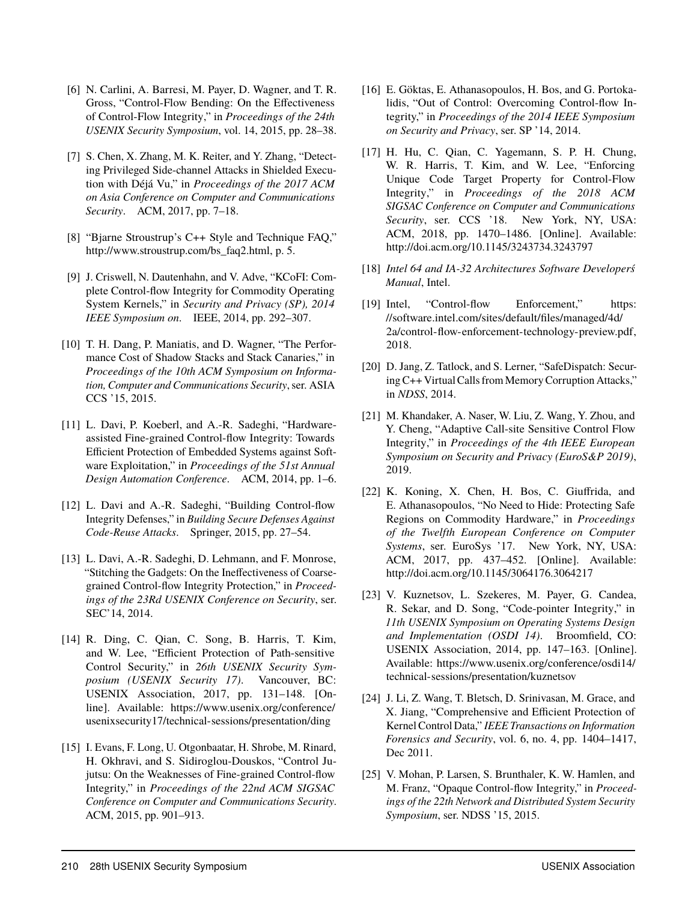[6] N. Carlini, A. Barresi, M. Payer, D. Wagner, and T. R. Gross, "Control-Flow Bending: On the Effectiveness of Control-Flow Integrity," in *Proceedings of the 24th USENIX Security Symposium*, vol. 14, 2015, pp. 28–38.

[7] S. Chen, X. Zhang, M. K. Reiter, and Y. Zhang, "Detecting Privileged Side-channel Attacks in Shielded Execution with Déjá Vu," in *Proceedings of the 2017 ACM on Asia Conference on Computer and Communications Security*. ACM, 2017, pp. 7–18.

[8] "Bjarne Stroustrup's C++ Style and Technique FAQ," http://www.stroustrup.com/bs_faq2.html, p. 5.

[9] J. Criswell, N. Dautenhahn, and V. Adve, "KCoFI: Complete Control-flow Integrity for Commodity Operating System Kernels," in *Security and Privacy (SP), 2014 IEEE Symposium on*. IEEE, 2014, pp. 292–307.

[10] T. H. Dang, P. Maniatis, and D. Wagner, "The Performance Cost of Shadow Stacks and Stack Canaries," in *Proceedings of the 10th ACM Symposium on Information, Computer and Communications Security*, ser. ASIA CCS '15, 2015.

[11] L. Davi, P. Koeberl, and A.-R. Sadeghi, "Hardware-assisted Fine-grained Control-flow Integrity: Towards Efficient Protection of Embedded Systems against Software Exploitation," in *Proceedings of the 51st Annual Design Automation Conference*. ACM, 2014, pp. 1–6.

[12] L. Davi and A.-R. Sadeghi, "Building Control-flow Integrity Defenses," in *Building Secure Defenses Against Code-Reuse Attacks*. Springer, 2015, pp. 27–54.

[13] L. Davi, A.-R. Sadeghi, D. Lehmann, and F. Monrose, "Stitching the Gadgets: On the Ineffectiveness of Coarse-grained Control-flow Integrity Protection," in *Proceedings of the 23Rd USENIX Conference on Security*, ser. SEC'14, 2014.

[14] R. Ding, C. Qian, C. Song, B. Harris, T. Kim, and W. Lee, "Efficient Protection of Path-sensitive Control Security," in *26th USENIX Security Symposium (USENIX Security 17)*. Vancouver, BC: USENIX Association, 2017, pp. 131–148. [Online]. Available: https://www.usenix.org/conference/usenixsecurity17/technical-sessions/presentation/ding

[15] I. Evans, F. Long, U. Otgonbaatar, H. Shrobe, M. Rinard, H. Okhravi, and S. Sidiroglou-Douskos, "Control Jujutsu: On the Weaknesses of Fine-grained Control-flow Integrity," in *Proceedings of the 22nd ACM SIGSAC Conference on Computer and Communications Security*. ACM, 2015, pp. 901–913.

[16] E. Göktas, E. Athanasopoulos, H. Bos, and G. Portokalidis, "Out of Control: Overcoming Control-flow Integrity," in *Proceedings of the 2014 IEEE Symposium on Security and Privacy*, ser. SP '14, 2014.

[17] H. Hu, C. Qian, C. Yagemann, S. P. H. Chung, W. R. Harris, T. Kim, and W. Lee, "Enforcing Unique Code Target Property for Control-Flow Integrity," in *Proceedings of the 2018 ACM SIGSAC Conference on Computer and Communications Security*, ser. CCS '18. New York, NY, USA: ACM, 2018, pp. 1470–1486. [Online]. Available: http://doi.acm.org/10.1145/3243734.3243797

[18] *Intel 64 and IA-32 Architectures Software Developerś Manual*, Intel.

[19] Intel, "Control-flow Enforcement," https://software.intel.com/sites/default/files/managed/4d/2a/control-flow-enforcement-technology-preview.pdf, 2018.

[20] D. Jang, Z. Tatlock, and S. Lerner, "SafeDispatch: Securing C++ Virtual Calls from Memory Corruption Attacks," in *NDSS*, 2014.

[21] M. Khandaker, A. Naser, W. Liu, Z. Wang, Y. Zhou, and Y. Cheng, "Adaptive Call-site Sensitive Control Flow Integrity," in *Proceedings of the 4th IEEE European Symposium on Security and Privacy (EuroS&P 2019)*, 2019.

[22] K. Koning, X. Chen, H. Bos, C. Giuffrida, and E. Athanasopoulos, "No Need to Hide: Protecting Safe Regions on Commodity Hardware," in *Proceedings of the Twelfth European Conference on Computer Systems*, ser. EuroSys '17. New York, NY, USA: ACM, 2017, pp. 437–452. [Online]. Available: http://doi.acm.org/10.1145/3064176.3064217

[23] V. Kuznetsov, L. Szekeres, M. Payer, G. Candea, R. Sekar, and D. Song, "Code-pointer Integrity," in *11th USENIX Symposium on Operating Systems Design and Implementation (OSDI 14)*. Broomfield, CO: USENIX Association, 2014, pp. 147–163. [Online]. Available: https://www.usenix.org/conference/osdi14/technical-sessions/presentation/kuznetsov

[24] J. Li, Z. Wang, T. Bletsch, D. Srinivasan, M. Grace, and X. Jiang, "Comprehensive and Efficient Protection of Kernel Control Data," *IEEE Transactions on Information Forensics and Security*, vol. 6, no. 4, pp. 1404–1417, Dec 2011.

[25] V. Mohan, P. Larsen, S. Brunthaler, K. W. Hamlen, and M. Franz, "Opaque Control-flow Integrity," in *Proceedings of the 22th Network and Distributed System Security Symposium*, ser. NDSS '15, 2015.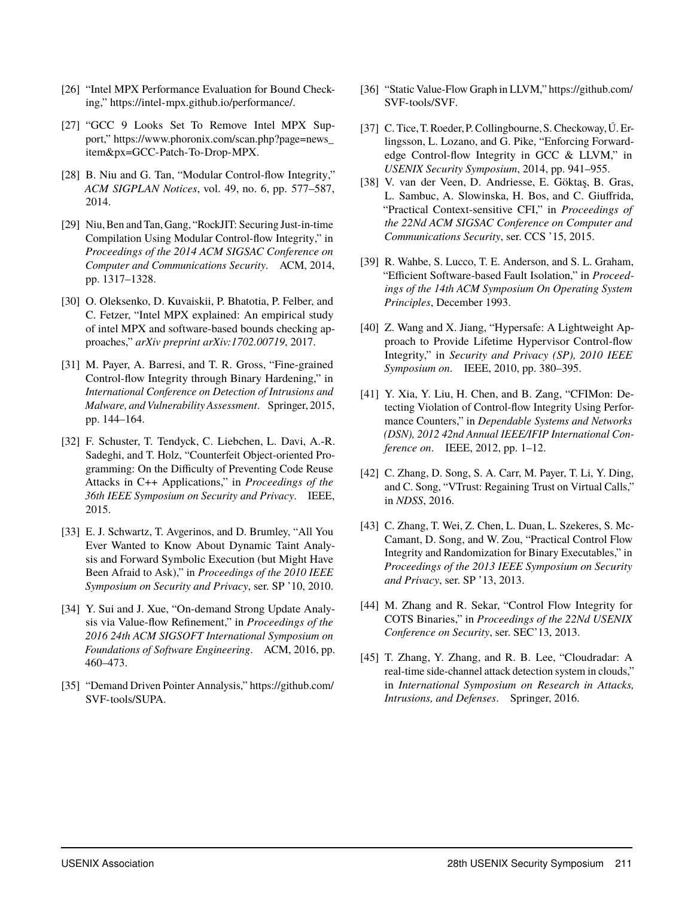[26] "Intel MPX Performance Evaluation for Bound Checking," https://intel-mpx.github.io/performance/.

[27] "GCC 9 Looks Set To Remove Intel MPX Support," https://www.phoronix.com/scan.php?page=news_item&px=GCC-Patch-To-Drop-MPX.

[28] B. Niu and G. Tan, "Modular Control-flow Integrity," *ACM SIGPLAN Notices*, vol. 49, no. 6, pp. 577–587, 2014.

[29] Niu, Ben and Tan, Gang, "RockJIT: Securing Just-in-time Compilation Using Modular Control-flow Integrity," in *Proceedings of the 2014 ACM SIGSAC Conference on Computer and Communications Security*. ACM, 2014, pp. 1317–1328.

[30] O. Oleksenko, D. Kuvaiskii, P. Bhatotia, P. Felber, and C. Fetzer, "Intel MPX explained: An empirical study of intel MPX and software-based bounds checking approaches," *arXiv preprint arXiv:1702.00719*, 2017.

[31] M. Payer, A. Barresi, and T. R. Gross, "Fine-grained Control-flow Integrity through Binary Hardening," in *International Conference on Detection of Intrusions and Malware, and Vulnerability Assessment*. Springer, 2015, pp. 144–164.

[32] F. Schuster, T. Tendyck, C. Liebchen, L. Davi, A.-R. Sadeghi, and T. Holz, "Counterfeit Object-oriented Programming: On the Difficulty of Preventing Code Reuse Attacks in C++ Applications," in *Proceedings of the 36th IEEE Symposium on Security and Privacy*. IEEE, 2015.

[33] E. J. Schwartz, T. Avgerinos, and D. Brumley, "All You Ever Wanted to Know About Dynamic Taint Analysis and Forward Symbolic Execution (but Might Have Been Afraid to Ask)," in *Proceedings of the 2010 IEEE Symposium on Security and Privacy*, ser. SP '10, 2010.

[34] Y. Sui and J. Xue, "On-demand Strong Update Analysis via Value-flow Refinement," in *Proceedings of the 2016 24th ACM SIGSOFT International Symposium on Foundations of Software Engineering*. ACM, 2016, pp. 460–473.

[35] "Demand Driven Pointer Annalysis," https://github.com/SVF-tools/SUPA.

[36] "Static Value-Flow Graph in LLVM," https://github.com/SVF-tools/SVF.

[37] C. Tice, T. Roeder, P. Collingbourne, S. Checkoway, Ú. Erlingsson, L. Lozano, and G. Pike, "Enforcing Forward-edge Control-flow Integrity in GCC & LLVM," in *USENIX Security Symposium*, 2014, pp. 941–955.

[38] V. van der Veen, D. Andriesse, E. Göktaş, B. Gras, L. Sambuc, A. Slowinska, H. Bos, and C. Giuffrida, "Practical Context-sensitive CFI," in *Proceedings of the 22Nd ACM SIGSAC Conference on Computer and Communications Security*, ser. CCS '15, 2015.

[39] R. Wahbe, S. Lucco, T. E. Anderson, and S. L. Graham, "Efficient Software-based Fault Isolation," in *Proceedings of the 14th ACM Symposium On Operating System Principles*, December 1993.

[40] Z. Wang and X. Jiang, "Hypersafe: A Lightweight Approach to Provide Lifetime Hypervisor Control-flow Integrity," in *Security and Privacy (SP), 2010 IEEE Symposium on*. IEEE, 2010, pp. 380–395.

[41] Y. Xia, Y. Liu, H. Chen, and B. Zang, "CFIMon: Detecting Violation of Control-flow Integrity Using Performance Counters," in *Dependable Systems and Networks (DSN), 2012 42nd Annual IEEE/IFIP International Conference on*. IEEE, 2012, pp. 1–12.

[42] C. Zhang, D. Song, S. A. Carr, M. Payer, T. Li, Y. Ding, and C. Song, "VTrust: Regaining Trust on Virtual Calls," in *NDSS*, 2016.

[43] C. Zhang, T. Wei, Z. Chen, L. Duan, L. Szekeres, S. McCamant, D. Song, and W. Zou, "Practical Control Flow Integrity and Randomization for Binary Executables," in *Proceedings of the 2013 IEEE Symposium on Security and Privacy*, ser. SP '13, 2013.

[44] M. Zhang and R. Sekar, "Control Flow Integrity for COTS Binaries," in *Proceedings of the 22Nd USENIX Conference on Security*, ser. SEC'13, 2013.

[45] T. Zhang, Y. Zhang, and R. B. Lee, "Cloudradar: A real-time side-channel attack detection system in clouds," in *International Symposium on Research in Attacks, Intrusions, and Defenses*. Springer, 2016.